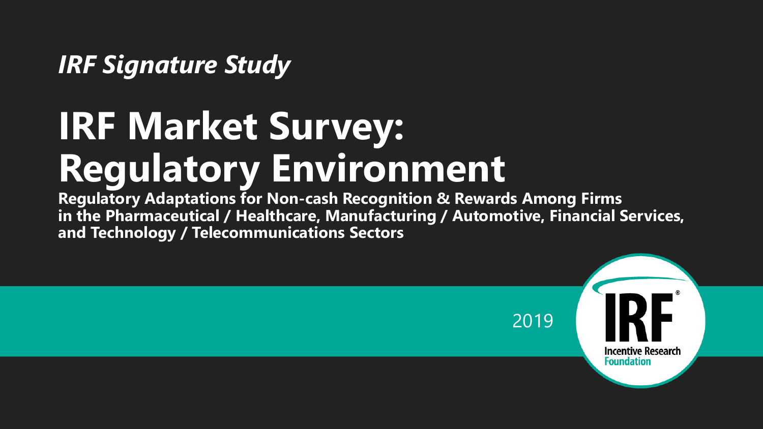*IRF Signature Study*

# IRF Market Survey: Regulatory Environment

**Regulatory Adaptations for Non-cash Recognition & Rewards Among Firms in the Pharmaceutical / Healthcare, Manufacturing / Automotive, Financial Services, and Technology / Telecommunications Sectors**

2019

IRF®
Incentive Research Foundation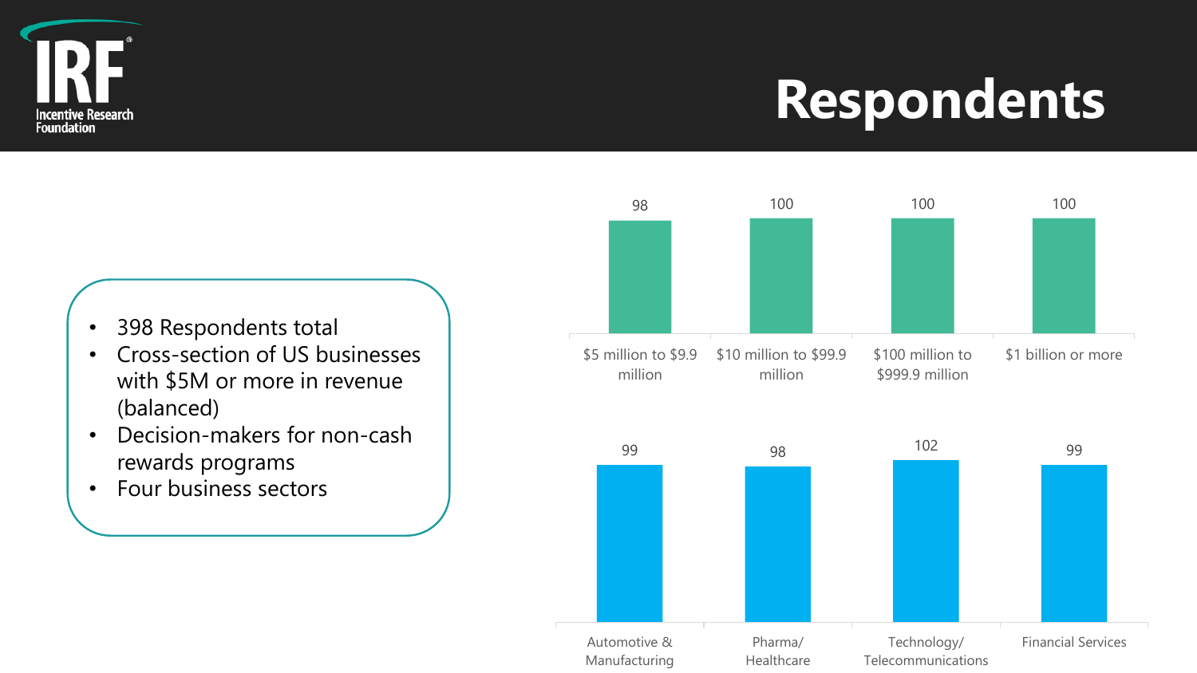# Respondents

- 398 Respondents total
- Cross-section of US businesses with $5M or more in revenue (balanced)
- Decision-makers for non-cash rewards programs
- Four business sectors

| $5 million to $9.9 million | $10 million to $99.9 million | $100 million to $999.9 million | $1 billion or more |
|---|---|---|---|
| 98 | 100 | 100 | 100 |

| Automotive & Manufacturing | Pharma/ Healthcare | Technology/ Telecommunications | Financial Services |
|---|---|---|---|
| 99 | 98 | 102 | 99 |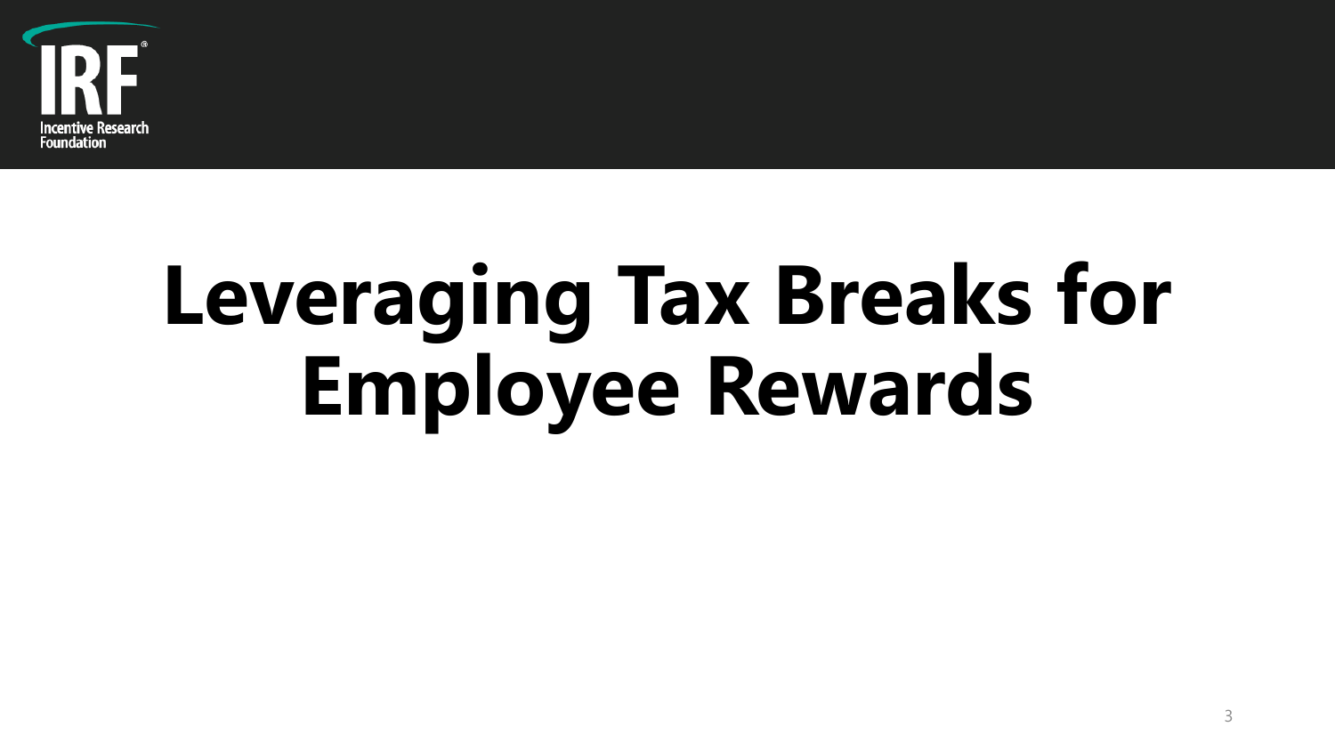# Leveraging Tax Breaks for Employee Rewards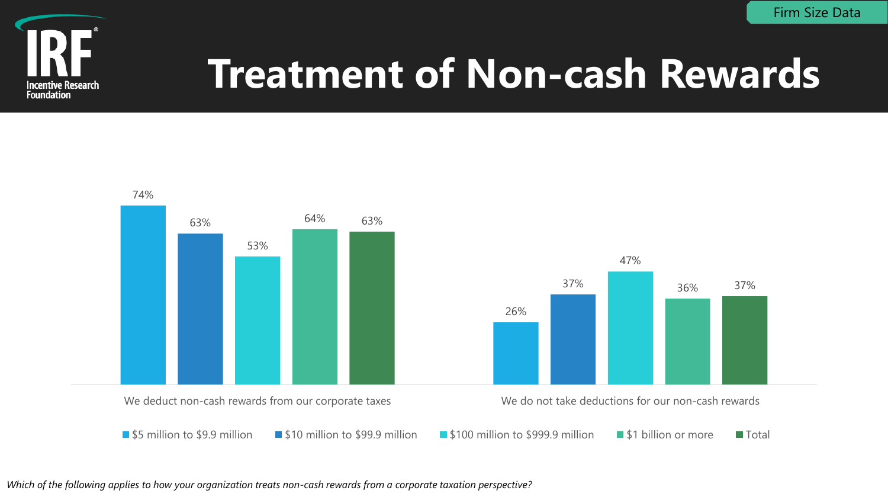Firm Size Data

# Treatment of Non-cash Rewards

| | $5 million to $9.9 million | $10 million to $99.9 million | $100 million to $999.9 million | $1 billion or more | Total |
|---|---|---|---|---|---|
| We deduct non-cash rewards from our corporate taxes | 74% | 63% | 53% | 64% | 63% |
| We do not take deductions for our non-cash rewards | 26% | 37% | 47% | 36% | 37% |

*Which of the following applies to how your organization treats non-cash rewards from a corporate taxation perspective?*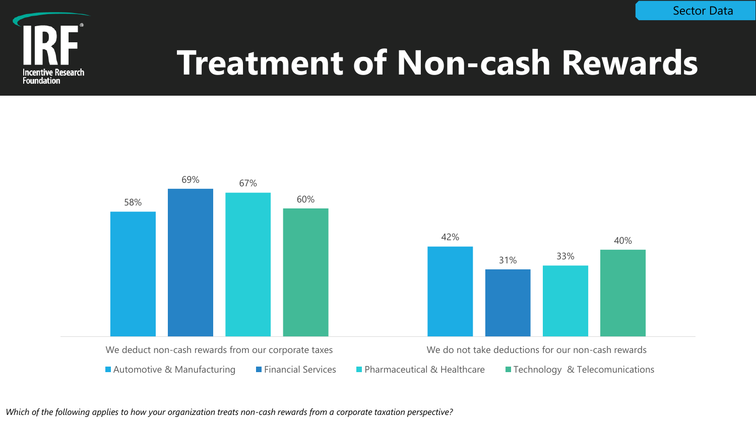Sector Data

# Treatment of Non-cash Rewards

| | Automotive & Manufacturing | Financial Services | Pharmaceutical & Healthcare | Technology & Telecomunications |
|---|---|---|---|---|
| We deduct non-cash rewards from our corporate taxes | 58% | 69% | 67% | 60% |
| We do not take deductions for our non-cash rewards | 42% | 31% | 33% | 40% |

*Which of the following applies to how your organization treats non-cash rewards from a corporate taxation perspective?*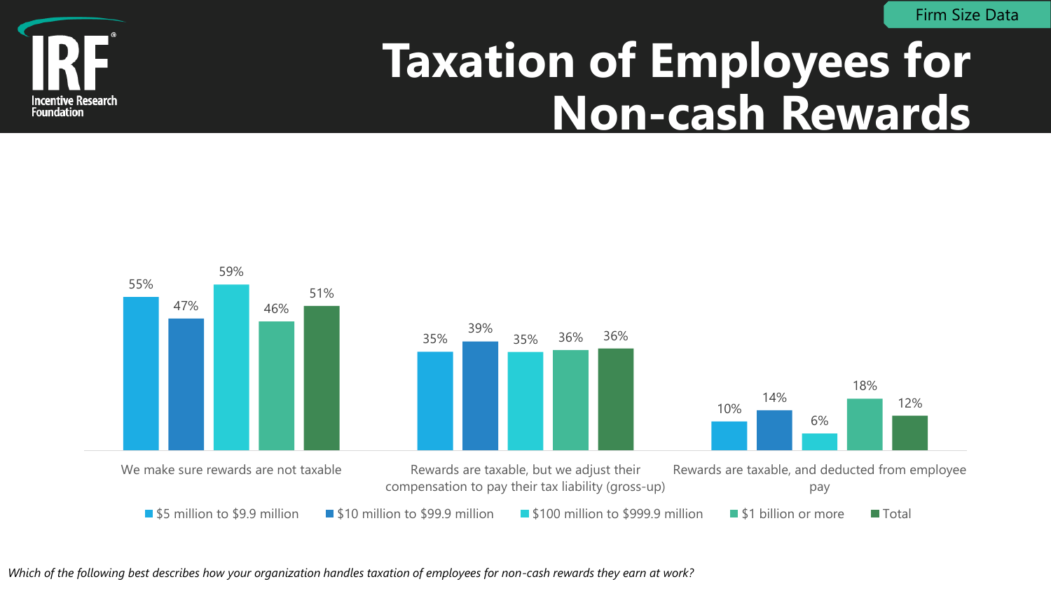Firm Size Data

# Taxation of Employees for Non-cash Rewards

| | $5 million to $9.9 million | $10 million to $99.9 million | $100 million to $999.9 million | $1 billion or more | Total |
|---|---|---|---|---|---|
| We make sure rewards are not taxable | 55% | 47% | 59% | 46% | 51% |
| Rewards are taxable, but we adjust their compensation to pay their tax liability (gross-up) | 35% | 39% | 35% | 36% | 36% |
| Rewards are taxable, and deducted from employee pay | 10% | 14% | 6% | 18% | 12% |

*Which of the following best describes how your organization handles taxation of employees for non-cash rewards they earn at work?*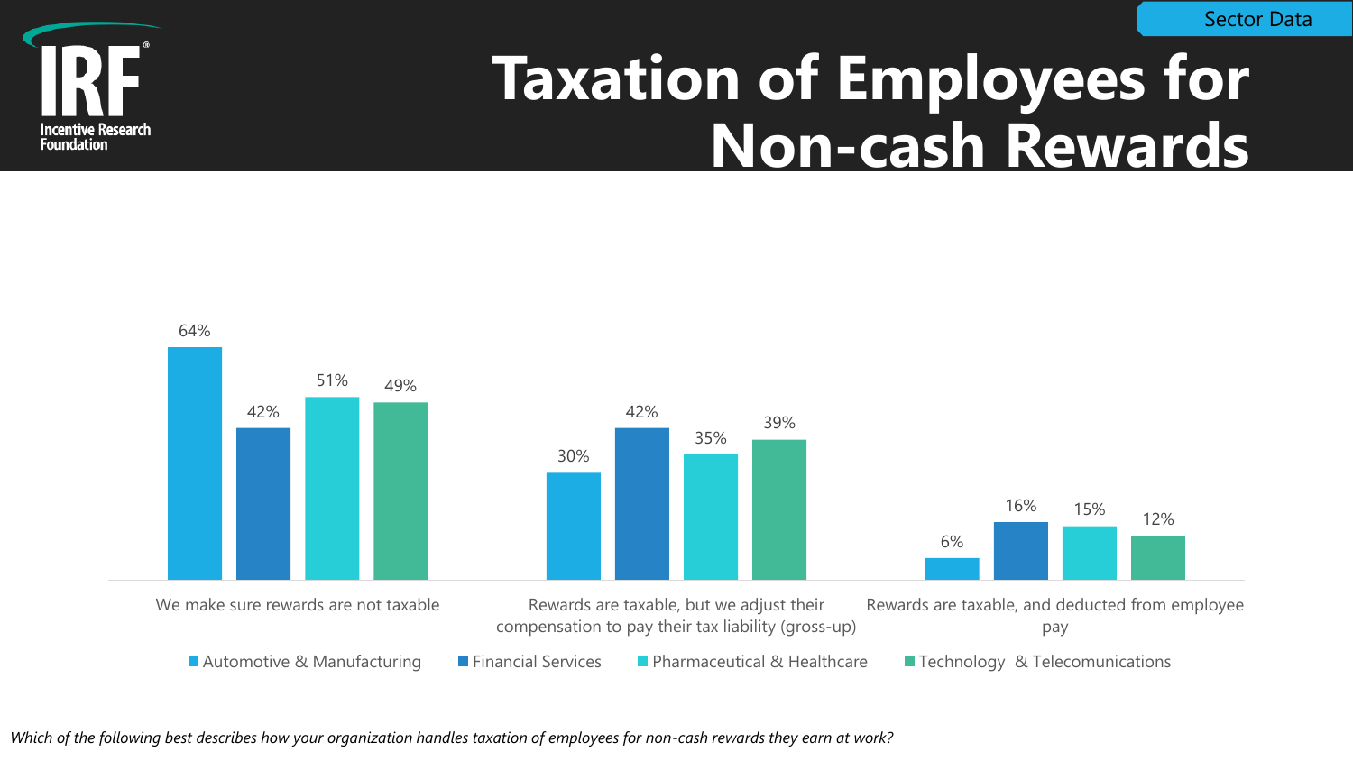Sector Data

# Taxation of Employees for Non-cash Rewards

| | Automotive & Manufacturing | Financial Services | Pharmaceutical & Healthcare | Technology & Telecomunications |
|---|---|---|---|---|
| We make sure rewards are not taxable | 64% | 42% | 51% | 49% |
| Rewards are taxable, but we adjust their compensation to pay their tax liability (gross-up) | 30% | 42% | 35% | 39% |
| Rewards are taxable, and deducted from employee pay | 6% | 16% | 15% | 12% |

*Which of the following best describes how your organization handles taxation of employees for non-cash rewards they earn at work?*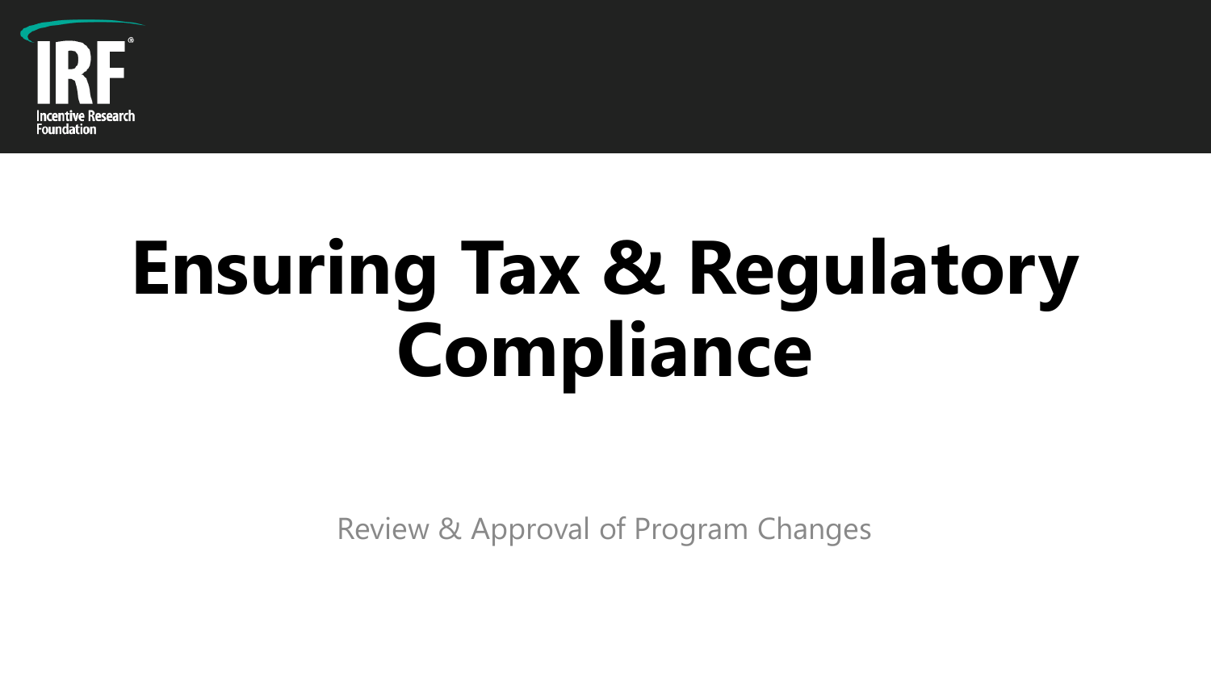# Ensuring Tax & Regulatory Compliance

Review & Approval of Program Changes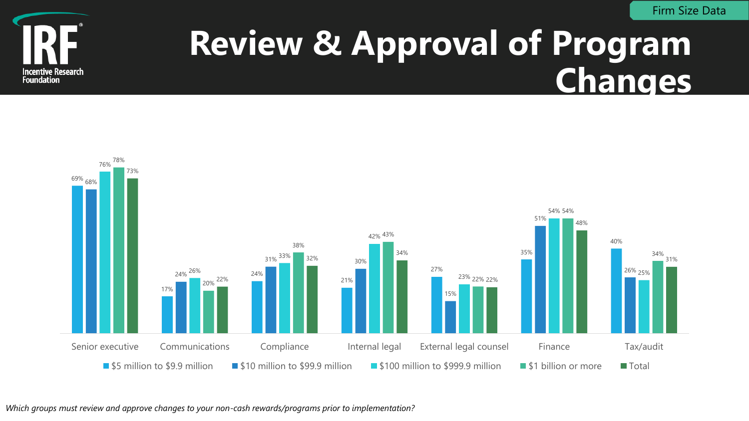Firm Size Data

# Review & Approval of Program Changes

| | $5 million to $9.9 million | $10 million to $99.9 million | $100 million to $999.9 million | $1 billion or more | Total |
|---|---|---|---|---|---|
| Senior executive | 69% | 68% | 76% | 78% | 73% |
| Communications | 17% | 24% | 26% | 20% | 22% |
| Compliance | 24% | 31% | 33% | 38% | 32% |
| Internal legal | 21% | 30% | 42% | 43% | 34% |
| External legal counsel | 27% | 15% | 23% | 22% | 22% |
| Finance | 35% | 51% | 54% | 54% | 48% |
| Tax/audit | 40% | 26% | 25% | 34% | 31% |

*Which groups must review and approve changes to your non-cash rewards/programs prior to implementation?*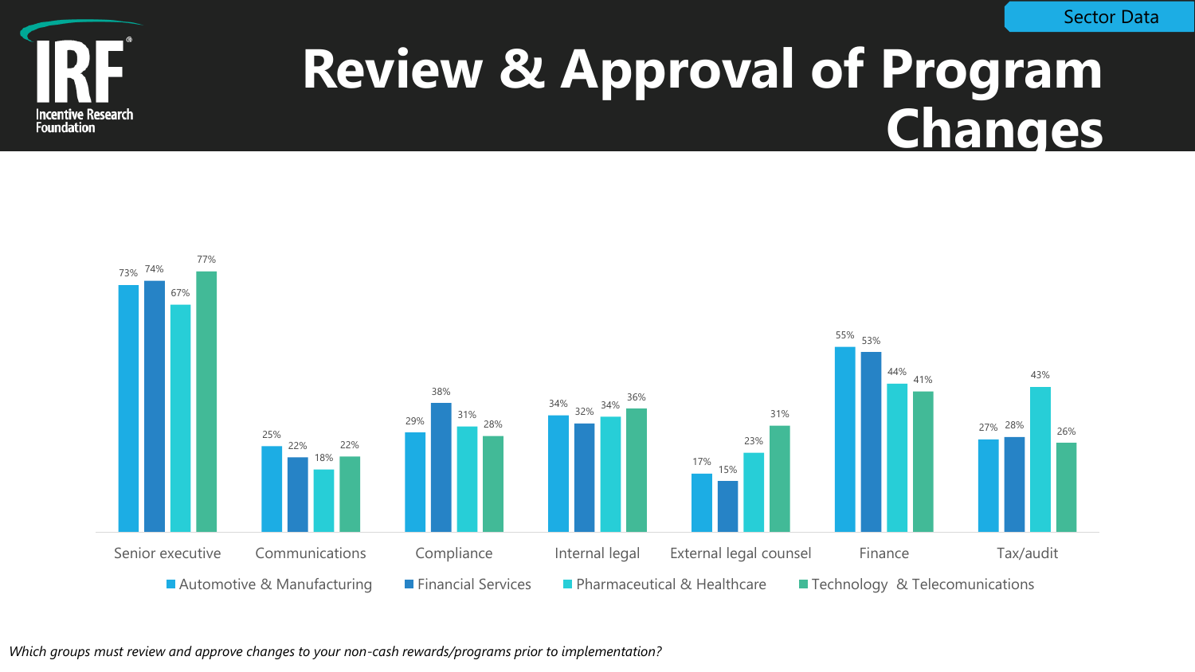Sector Data

# Review & Approval of Program Changes

| | Automotive & Manufacturing | Financial Services | Pharmaceutical & Healthcare | Technology & Telecomunications |
|---|---|---|---|---|
| Senior executive | 73% | 74% | 67% | 77% |
| Communications | 25% | 22% | 18% | 22% |
| Compliance | 29% | 38% | 31% | 28% |
| Internal legal | 34% | 32% | 34% | 36% |
| External legal counsel | 17% | 15% | 23% | 31% |
| Finance | 55% | 53% | 44% | 41% |
| Tax/audit | 27% | 28% | 43% | 26% |

*Which groups must review and approve changes to your non-cash rewards/programs prior to implementation?*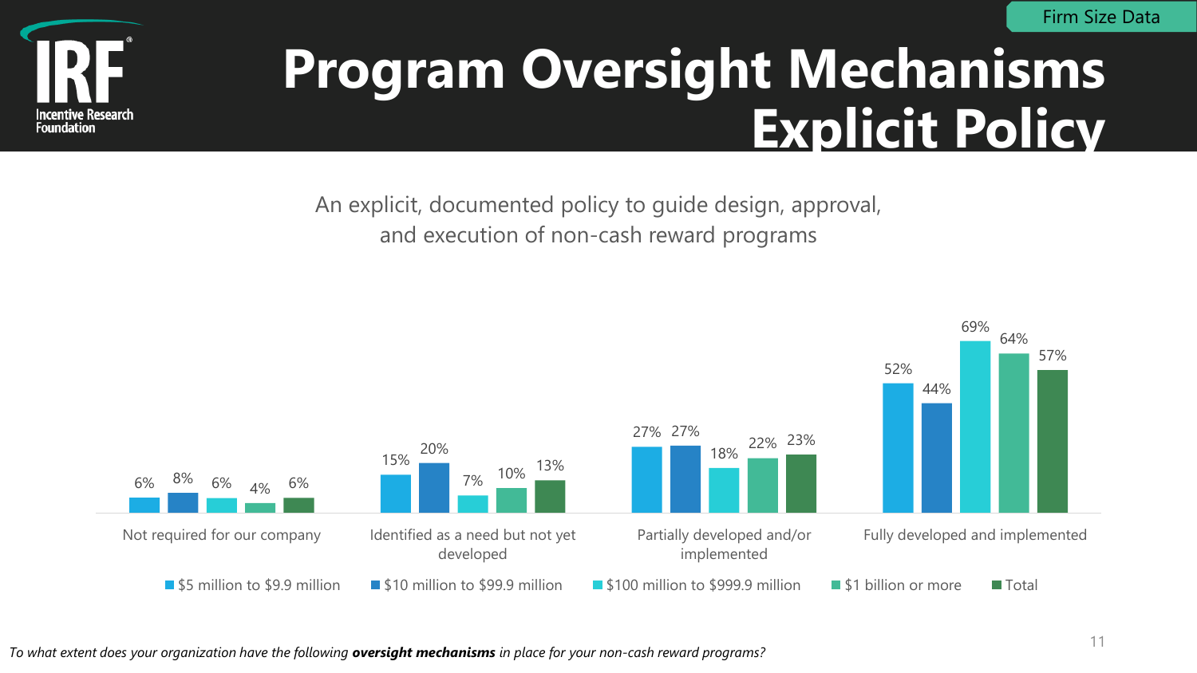Firm Size Data

# Program Oversight Mechanisms Explicit Policy

An explicit, documented policy to guide design, approval, and execution of non-cash reward programs

| | $5 million to $9.9 million | $10 million to $99.9 million | $100 million to $999.9 million | $1 billion or more | Total |
|---|---|---|---|---|---|
| Not required for our company | 6% | 8% | 6% | 4% | 6% |
| Identified as a need but not yet developed | 15% | 20% | 7% | 10% | 13% |
| Partially developed and/or implemented | 27% | 27% | 18% | 22% | 23% |
| Fully developed and implemented | 52% | 44% | 69% | 64% | 57% |

*To what extent does your organization have the following **oversight mechanisms** in place for your non-cash reward programs?*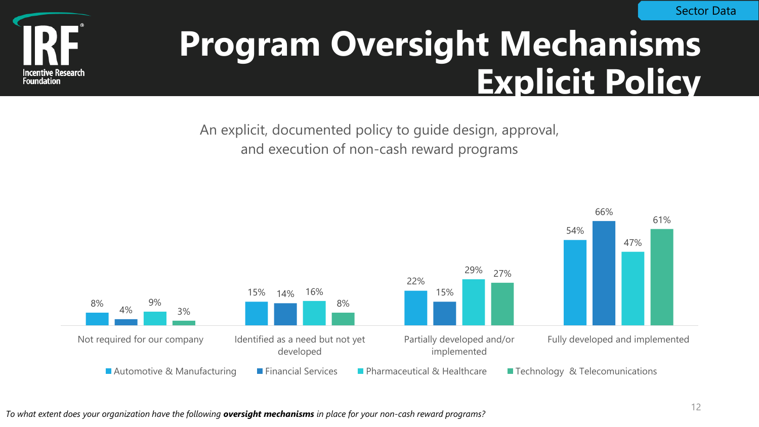Sector Data

# Program Oversight Mechanisms Explicit Policy

An explicit, documented policy to guide design, approval, and execution of non-cash reward programs

| | Automotive & Manufacturing | Financial Services | Pharmaceutical & Healthcare | Technology & Telecomunications |
|---|---|---|---|---|
| Not required for our company | 8% | 4% | 9% | 3% |
| Identified as a need but not yet developed | 15% | 14% | 16% | 8% |
| Partially developed and/or implemented | 22% | 15% | 29% | 27% |
| Fully developed and implemented | 54% | 66% | 47% | 61% |

*To what extent does your organization have the following **oversight mechanisms** in place for your non-cash reward programs?*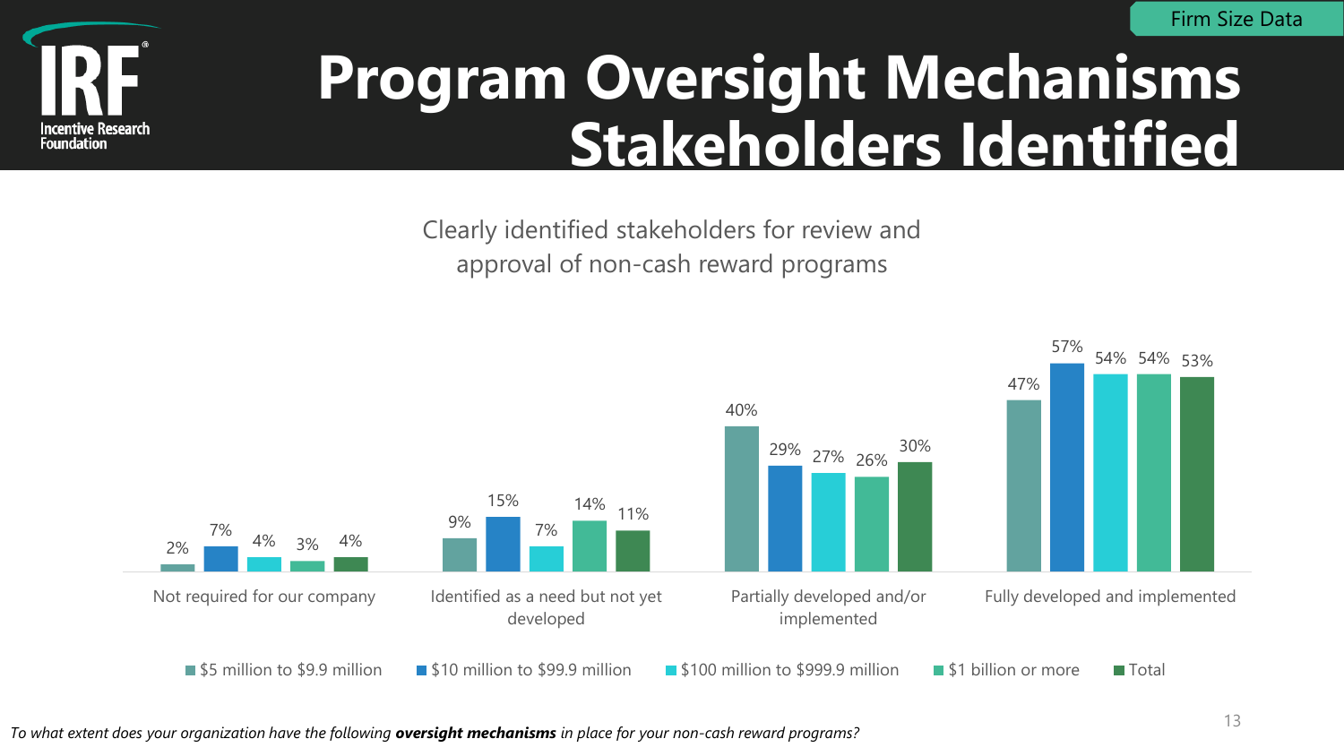Firm Size Data

# Program Oversight Mechanisms Stakeholders Identified

Clearly identified stakeholders for review and approval of non-cash reward programs

| | $5 million to $9.9 million | $10 million to $99.9 million | $100 million to $999.9 million | $1 billion or more | Total |
|---|---|---|---|---|---|
| Not required for our company | 2% | 7% | 4% | 3% | 4% |
| Identified as a need but not yet developed | 9% | 15% | 7% | 14% | 11% |
| Partially developed and/or implemented | 40% | 29% | 27% | 26% | 30% |
| Fully developed and implemented | 47% | 57% | 54% | 54% | 53% |

*To what extent does your organization have the following **oversight mechanisms** in place for your non-cash reward programs?*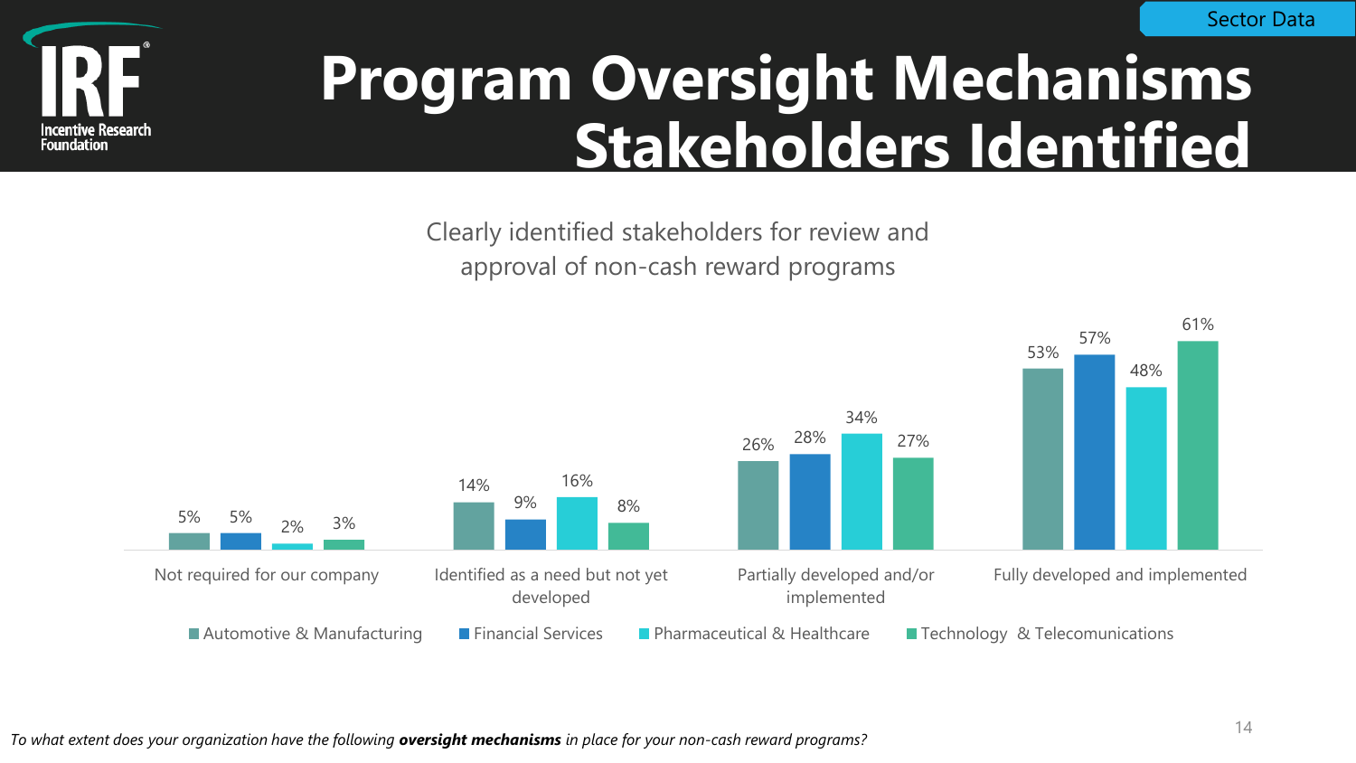Sector Data

# Program Oversight Mechanisms Stakeholders Identified

Clearly identified stakeholders for review and approval of non-cash reward programs

| | Automotive & Manufacturing | Financial Services | Pharmaceutical & Healthcare | Technology & Telecomunications |
|---|---|---|---|---|
| Not required for our company | 5% | 5% | 2% | 3% |
| Identified as a need but not yet developed | 14% | 9% | 16% | 8% |
| Partially developed and/or implemented | 26% | 28% | 34% | 27% |
| Fully developed and implemented | 53% | 57% | 48% | 61% |

*To what extent does your organization have the following **oversight mechanisms** in place for your non-cash reward programs?*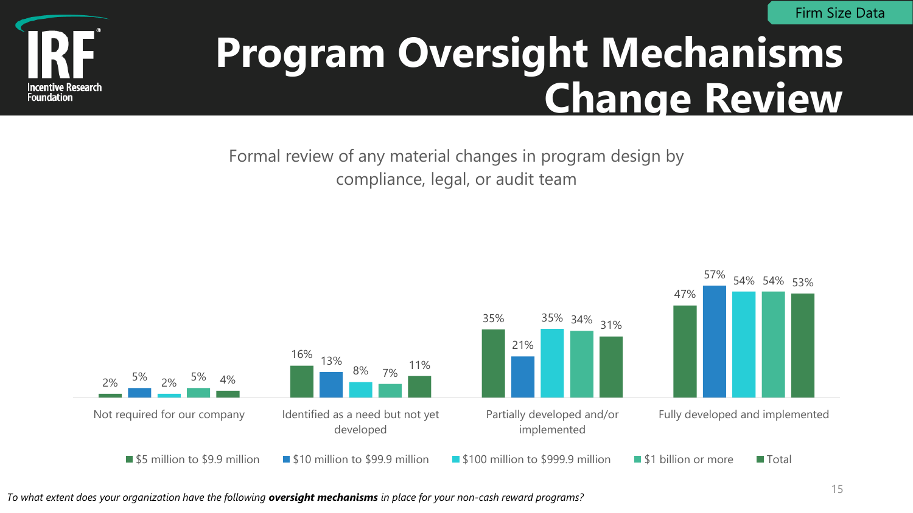Firm Size Data

# Program Oversight Mechanisms Change Review

Formal review of any material changes in program design by compliance, legal, or audit team

| | $5 million to $9.9 million | $10 million to $99.9 million | $100 million to $999.9 million | $1 billion or more | Total |
|---|---|---|---|---|---|
| Not required for our company | 2% | 5% | 2% | 5% | 4% |
| Identified as a need but not yet developed | 16% | 13% | 8% | 7% | 11% |
| Partially developed and/or implemented | 35% | 21% | 35% | 34% | 31% |
| Fully developed and implemented | 47% | 57% | 54% | 54% | 53% |

*To what extent does your organization have the following **oversight mechanisms** in place for your non-cash reward programs?*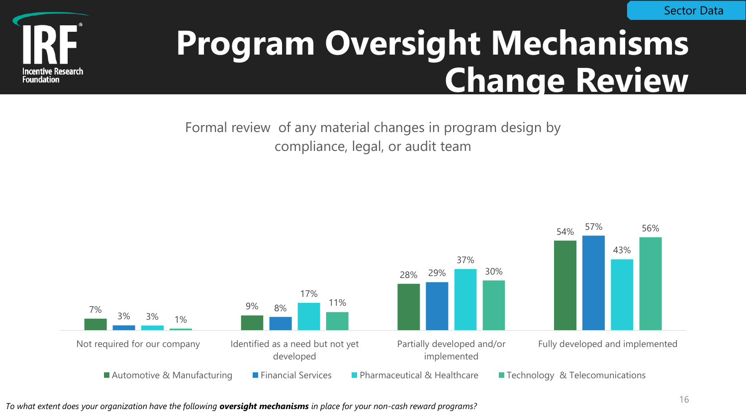Sector Data

# Program Oversight Mechanisms Change Review

Formal review of any material changes in program design by compliance, legal, or audit team

| | Automotive & Manufacturing | Financial Services | Pharmaceutical & Healthcare | Technology & Telecomunications |
|---|---|---|---|---|
| Not required for our company | 7% | 3% | 3% | 1% |
| Identified as a need but not yet developed | 9% | 8% | 17% | 11% |
| Partially developed and/or implemented | 28% | 29% | 37% | 30% |
| Fully developed and implemented | 54% | 57% | 43% | 56% |

*To what extent does your organization have the following* ***oversight mechanisms*** *in place for your non-cash reward programs?*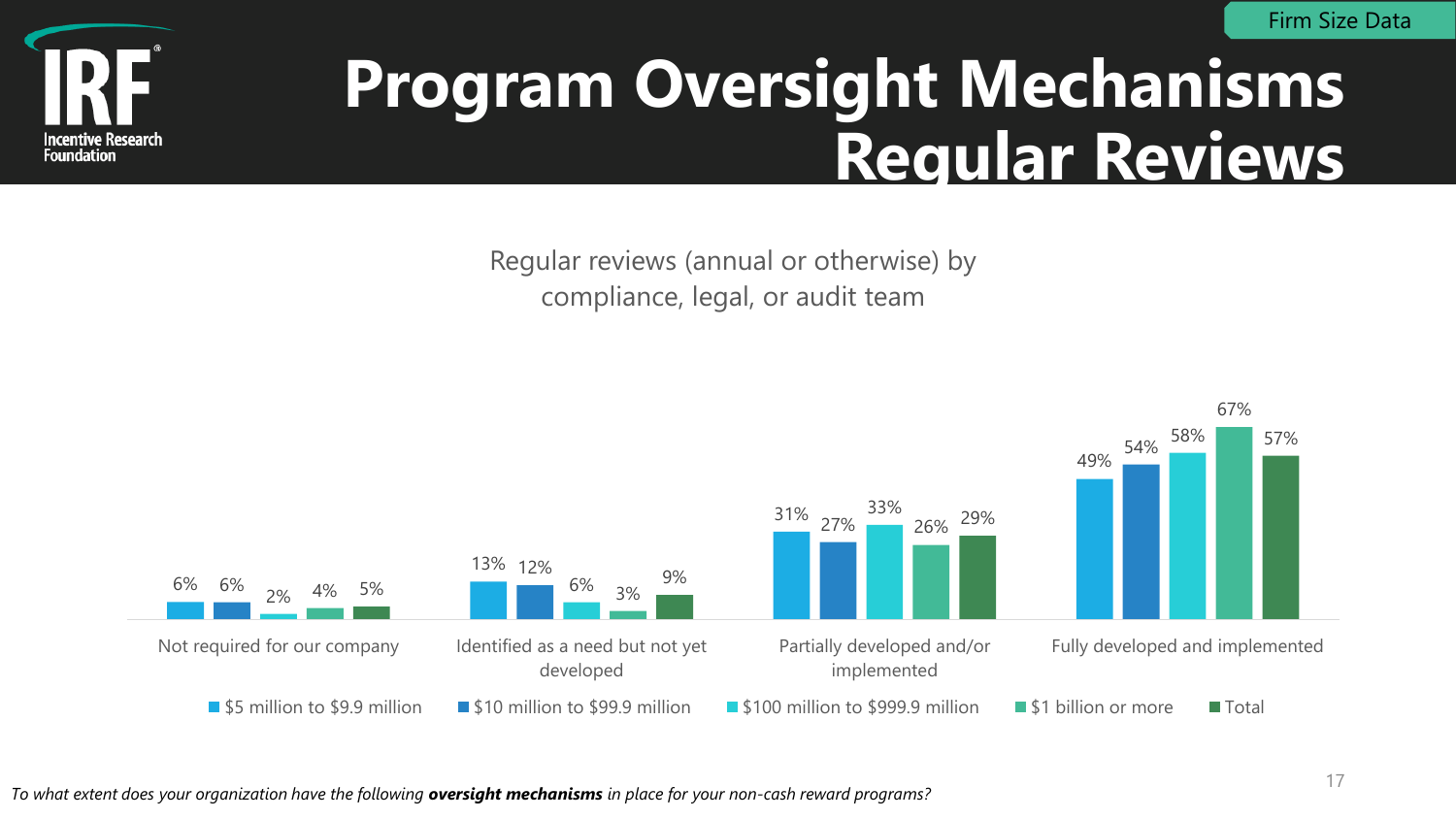Firm Size Data

# Program Oversight Mechanisms Regular Reviews

Regular reviews (annual or otherwise) by compliance, legal, or audit team

| | $5 million to $9.9 million | $10 million to $99.9 million | $100 million to $999.9 million | $1 billion or more | Total |
|---|---|---|---|---|---|
| Not required for our company | 6% | 6% | 2% | 4% | 5% |
| Identified as a need but not yet developed | 13% | 12% | 6% | 3% | 9% |
| Partially developed and/or implemented | 31% | 27% | 33% | 26% | 29% |
| Fully developed and implemented | 49% | 54% | 58% | 67% | 57% |

*To what extent does your organization have the following* ***oversight mechanisms*** *in place for your non-cash reward programs?*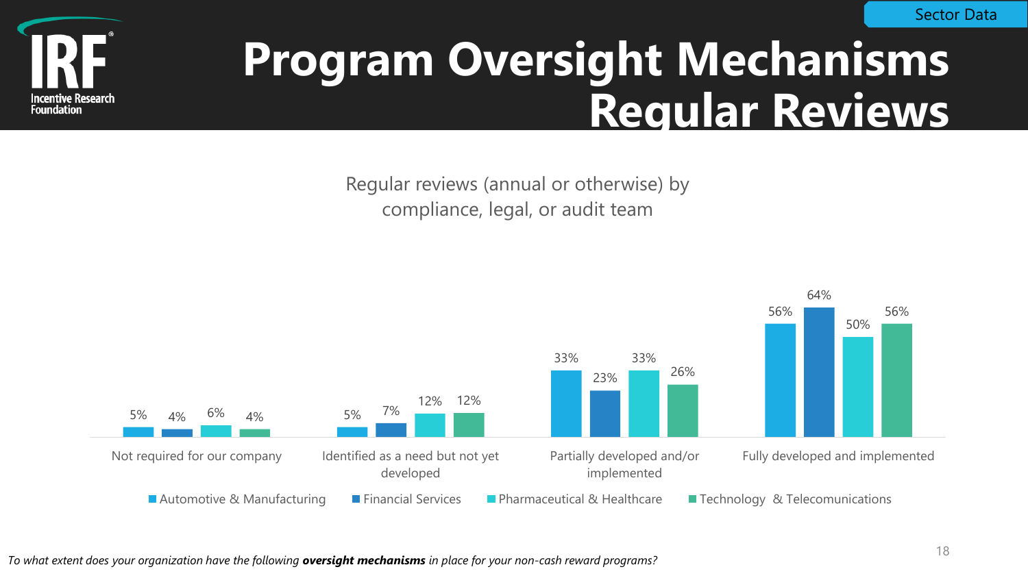Sector Data

# Program Oversight Mechanisms Regular Reviews

Regular reviews (annual or otherwise) by compliance, legal, or audit team

| | Automotive & Manufacturing | Financial Services | Pharmaceutical & Healthcare | Technology & Telecomunications |
|---|---|---|---|---|
| Not required for our company | 5% | 4% | 6% | 4% |
| Identified as a need but not yet developed | 5% | 7% | 12% | 12% |
| Partially developed and/or implemented | 33% | 23% | 33% | 26% |
| Fully developed and implemented | 56% | 64% | 50% | 56% |

*To what extent does your organization have the following **oversight mechanisms** in place for your non-cash reward programs?*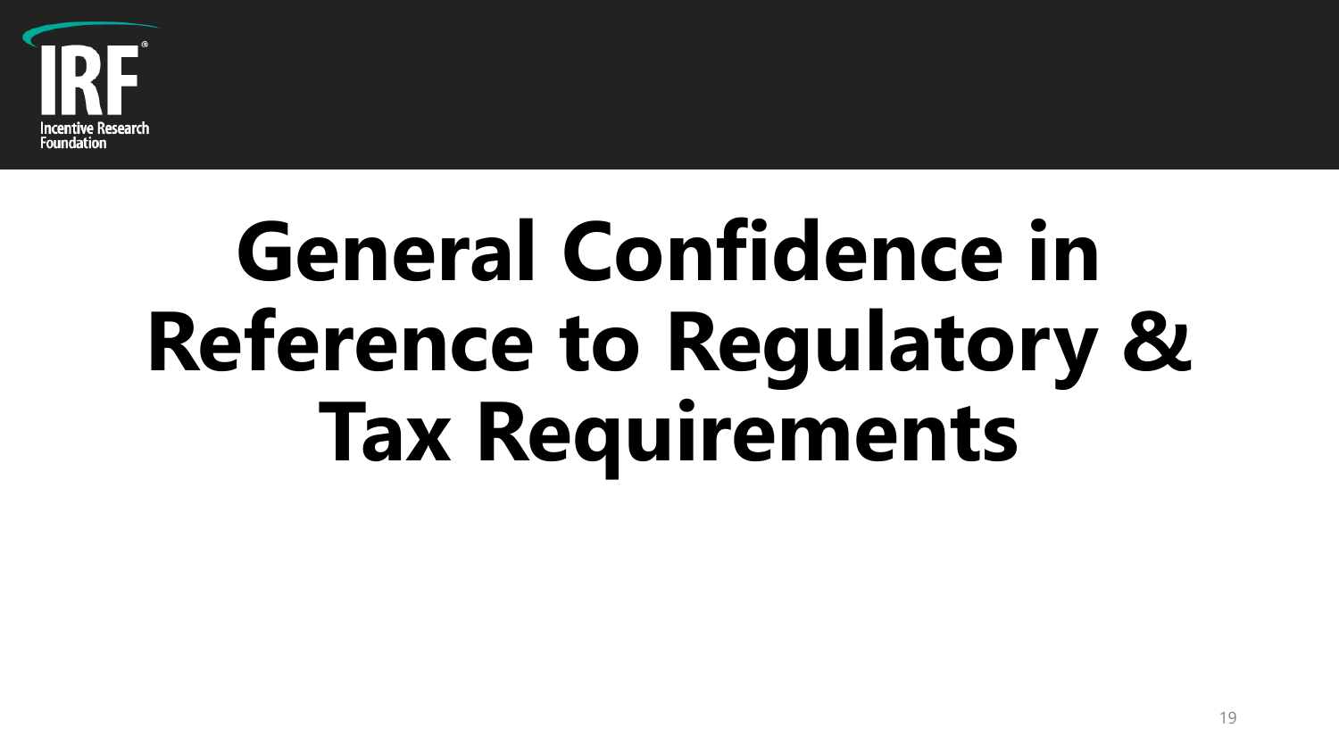# General Confidence in Reference to Regulatory & Tax Requirements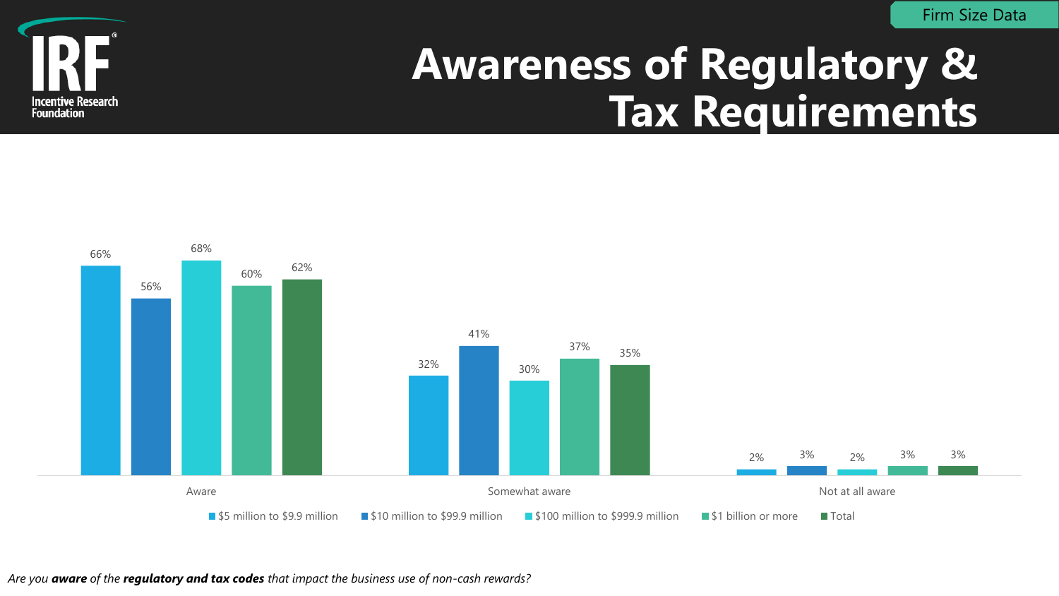Firm Size Data

# Awareness of Regulatory & Tax Requirements

| | $5 million to $9.9 million | $10 million to $99.9 million | $100 million to $999.9 million | $1 billion or more | Total |
|---|---|---|---|---|---|
| Aware | 66% | 56% | 68% | 60% | 62% |
| Somewhat aware | 32% | 41% | 30% | 37% | 35% |
| Not at all aware | 2% | 3% | 2% | 3% | 3% |

*Are you **aware** of the **regulatory and tax codes** that impact the business use of non-cash rewards?*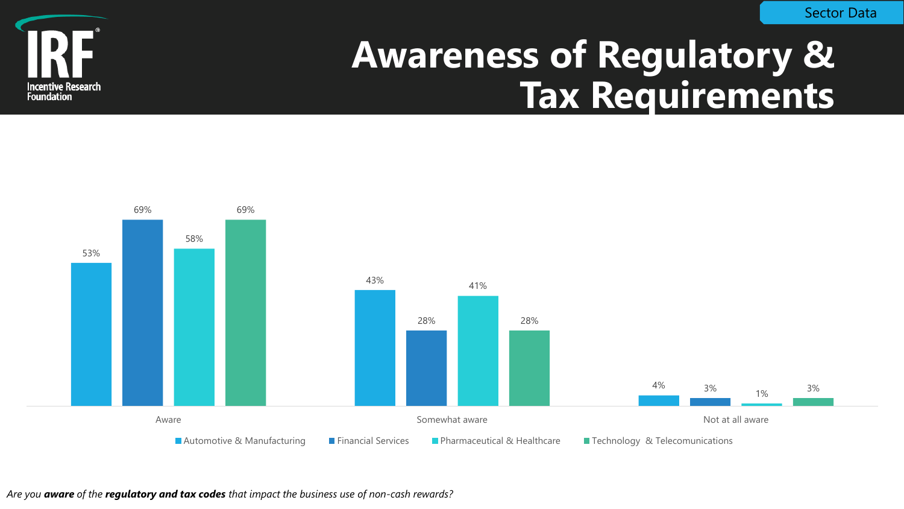Sector Data

# Awareness of Regulatory & Tax Requirements

| | Automotive & Manufacturing | Financial Services | Pharmaceutical & Healthcare | Technology & Telecomunications |
|---|---|---|---|---|
| Aware | 53% | 69% | 58% | 69% |
| Somewhat aware | 43% | 28% | 41% | 28% |
| Not at all aware | 4% | 3% | 1% | 3% |

*Are you **aware** of the **regulatory and tax codes** that impact the business use of non-cash rewards?*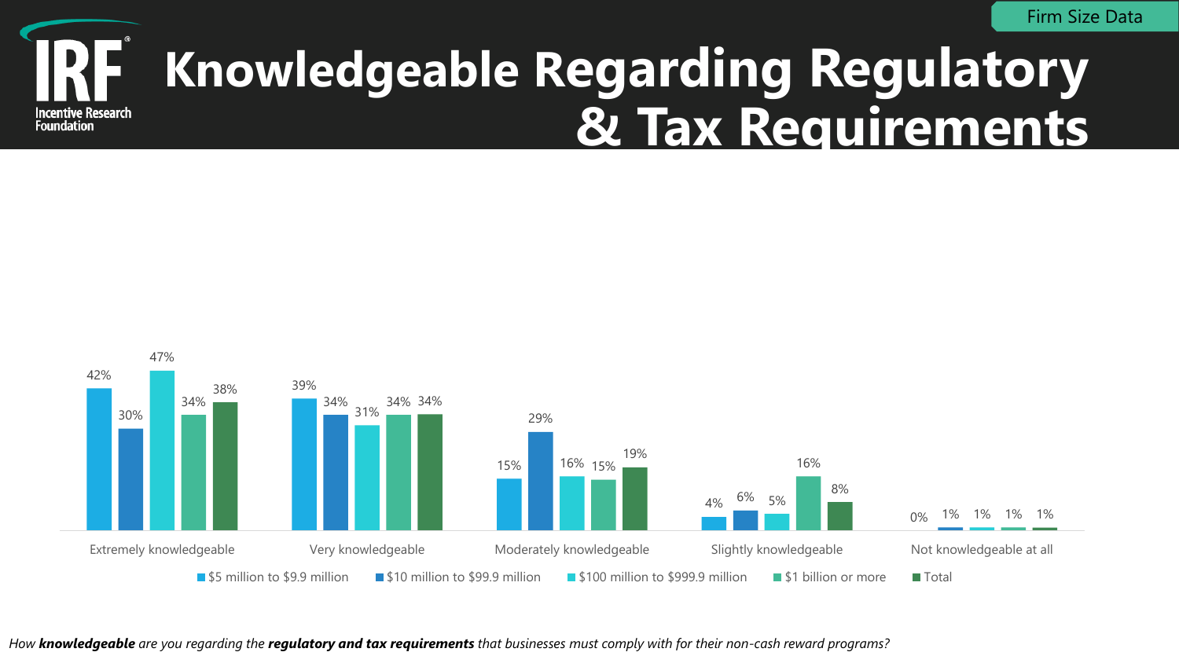Firm Size Data

# Knowledgeable Regarding Regulatory & Tax Requirements

| | $5 million to $9.9 million | $10 million to $99.9 million | $100 million to $999.9 million | $1 billion or more | Total |
|---|---|---|---|---|---|
| Extremely knowledgeable | 42% | 30% | 47% | 34% | 38% |
| Very knowledgeable | 39% | 34% | 31% | 34% | 34% |
| Moderately knowledgeable | 15% | 29% | 16% | 15% | 19% |
| Slightly knowledgeable | 4% | 6% | 5% | 16% | 8% |
| Not knowledgeable at all | 0% | 1% | 1% | 1% | 1% |

*How **knowledgeable** are you regarding the **regulatory and tax requirements** that businesses must comply with for their non-cash reward programs?*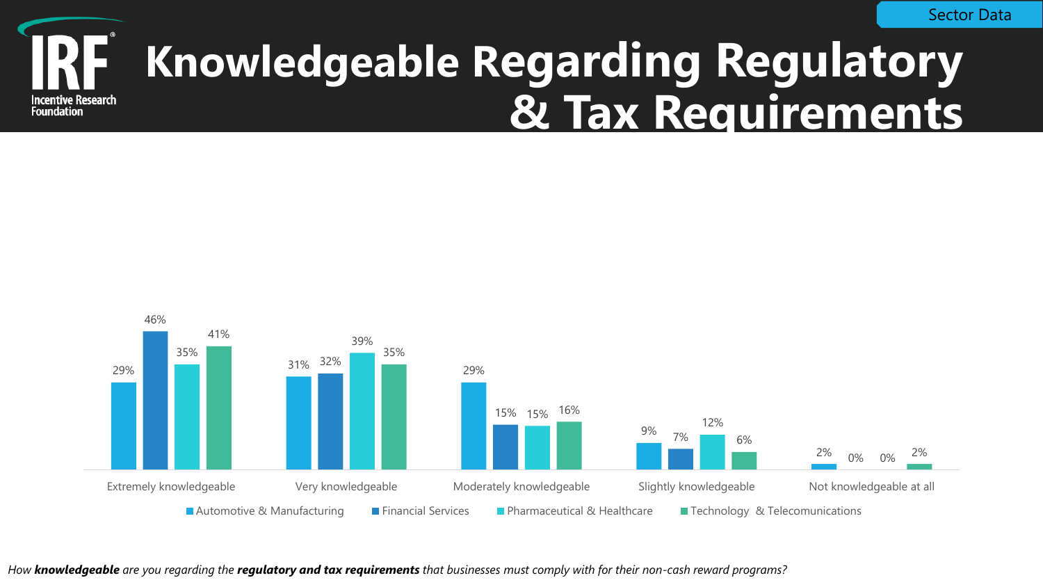Sector Data

# Knowledgeable Regarding Regulatory & Tax Requirements

| | Automotive & Manufacturing | Financial Services | Pharmaceutical & Healthcare | Technology & Telecomunications |
|---|---|---|---|---|
| Extremely knowledgeable | 29% | 46% | 35% | 41% |
| Very knowledgeable | 31% | 32% | 39% | 35% |
| Moderately knowledgeable | 29% | 15% | 15% | 16% |
| Slightly knowledgeable | 9% | 7% | 12% | 6% |
| Not knowledgeable at all | 2% | 0% | 0% | 2% |

*How **knowledgeable** are you regarding the **regulatory and tax requirements** that businesses must comply with for their non-cash reward programs?*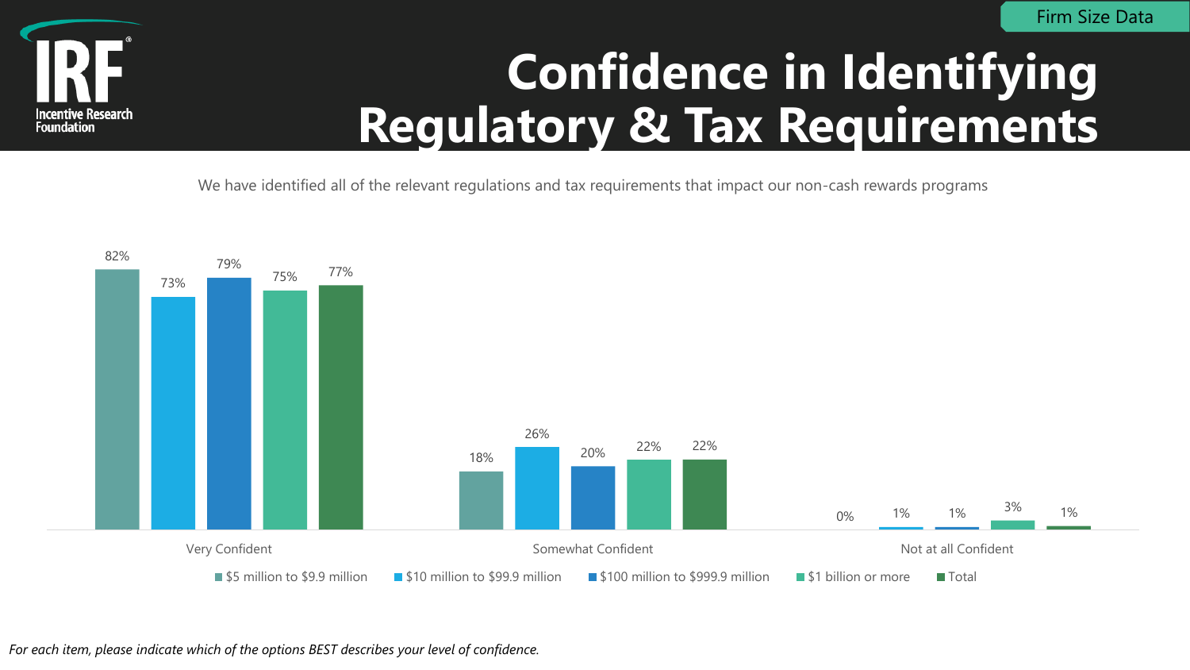Firm Size Data

# Confidence in Identifying Regulatory & Tax Requirements

We have identified all of the relevant regulations and tax requirements that impact our non-cash rewards programs

| | $5 million to $9.9 million | $10 million to $99.9 million | $100 million to $999.9 million | $1 billion or more | Total |
|---|---|---|---|---|---|
| Very Confident | 82% | 73% | 79% | 75% | 77% |
| Somewhat Confident | 18% | 26% | 20% | 22% | 22% |
| Not at all Confident | 0% | 1% | 1% | 3% | 1% |

*For each item, please indicate which of the options BEST describes your level of confidence.*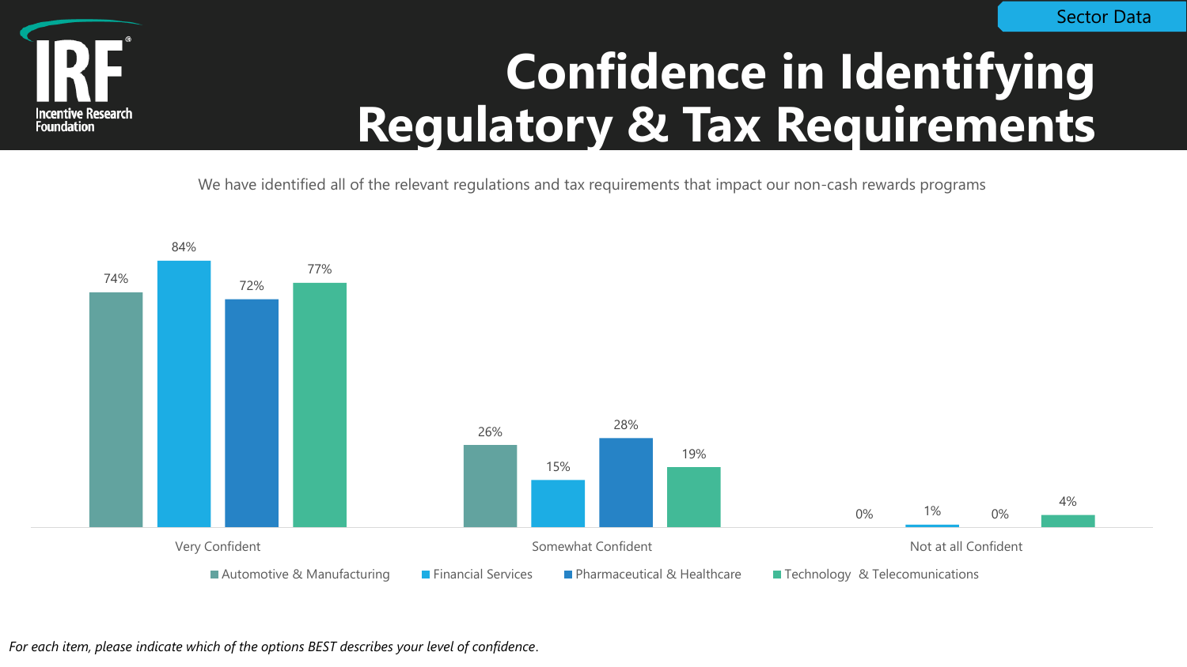Sector Data

# Confidence in Identifying Regulatory & Tax Requirements

We have identified all of the relevant regulations and tax requirements that impact our non-cash rewards programs

| | Automotive & Manufacturing | Financial Services | Pharmaceutical & Healthcare | Technology & Telecomunications |
|---|---|---|---|---|
| Very Confident | 74% | 84% | 72% | 77% |
| Somewhat Confident | 26% | 15% | 28% | 19% |
| Not at all Confident | 0% | 1% | 0% | 4% |

*For each item, please indicate which of the options BEST describes your level of confidence.*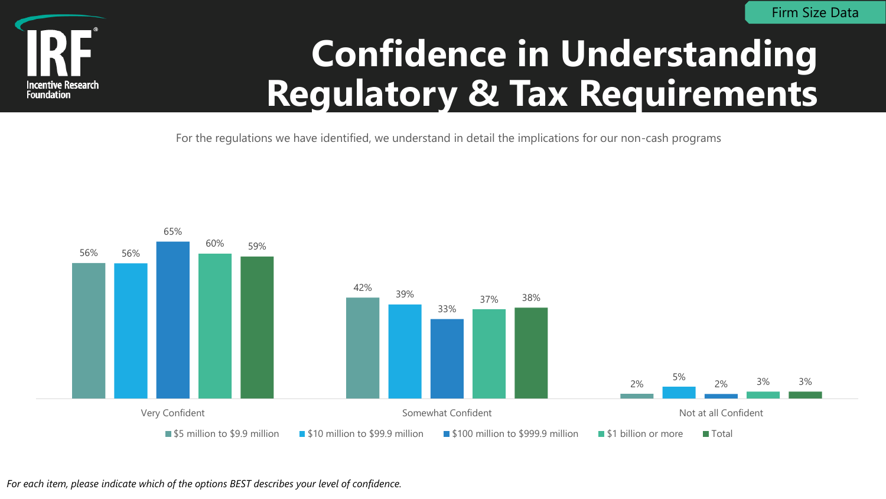Firm Size Data

# Confidence in Understanding Regulatory & Tax Requirements

For the regulations we have identified, we understand in detail the implications for our non-cash programs

| | $5 million to $9.9 million | $10 million to $99.9 million | $100 million to $999.9 million | $1 billion or more | Total |
|---|---|---|---|---|---|
| Very Confident | 56% | 56% | 65% | 60% | 59% |
| Somewhat Confident | 42% | 39% | 33% | 37% | 38% |
| Not at all Confident | 2% | 5% | 2% | 3% | 3% |

*For each item, please indicate which of the options BEST describes your level of confidence.*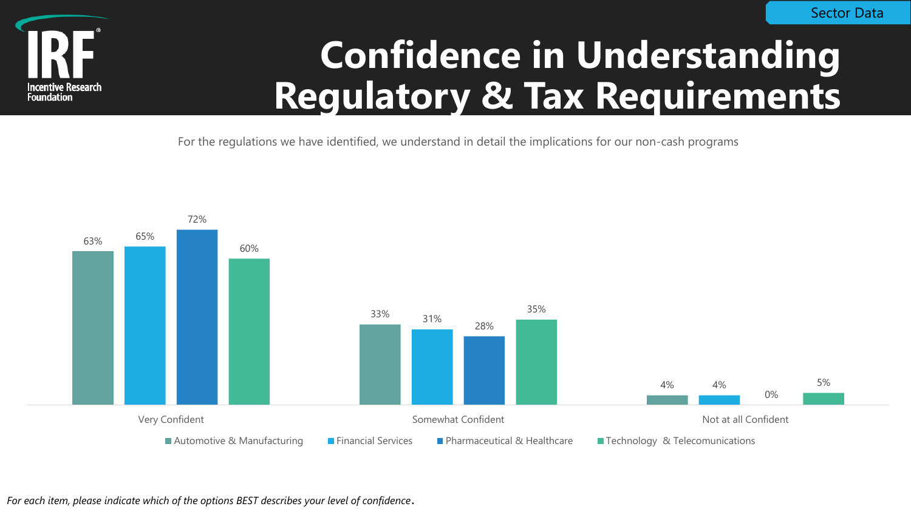Sector Data

# Confidence in Understanding Regulatory & Tax Requirements

For the regulations we have identified, we understand in detail the implications for our non-cash programs

| | Automotive & Manufacturing | Financial Services | Pharmaceutical & Healthcare | Technology & Telecomunications |
|---|---|---|---|---|
| Very Confident | 63% | 65% | 72% | 60% |
| Somewhat Confident | 33% | 31% | 28% | 35% |
| Not at all Confident | 4% | 4% | 0% | 5% |

*For each item, please indicate which of the options BEST describes your level of confidence.*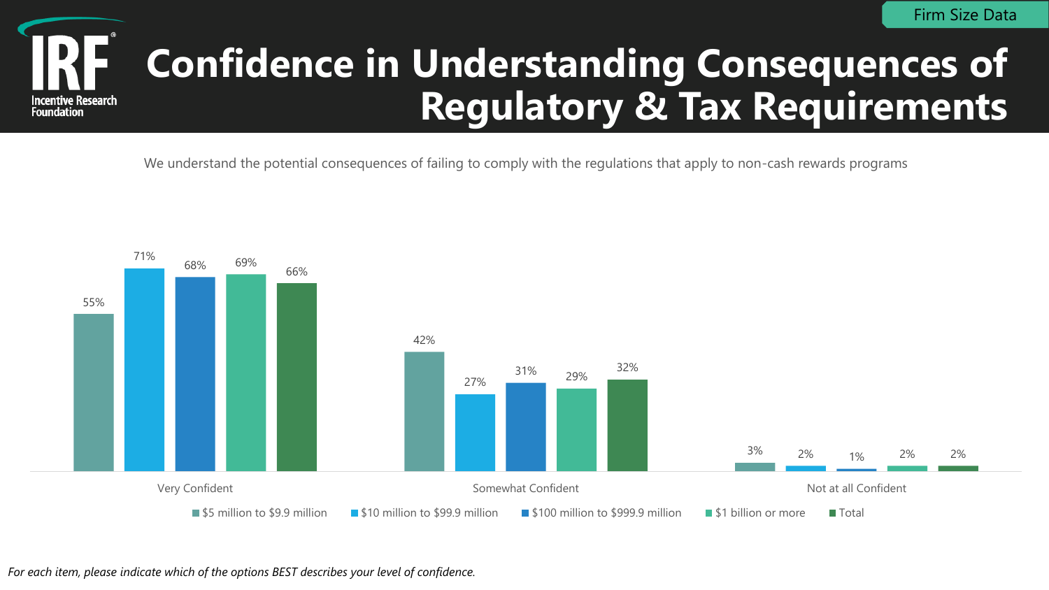Firm Size Data

# Confidence in Understanding Consequences of Regulatory & Tax Requirements

We understand the potential consequences of failing to comply with the regulations that apply to non-cash rewards programs

| | $5 million to $9.9 million | $10 million to $99.9 million | $100 million to $999.9 million | $1 billion or more | Total |
|---|---|---|---|---|---|
| Very Confident | 55% | 71% | 68% | 69% | 66% |
| Somewhat Confident | 42% | 27% | 31% | 29% | 32% |
| Not at all Confident | 3% | 2% | 1% | 2% | 2% |

*For each item, please indicate which of the options BEST describes your level of confidence.*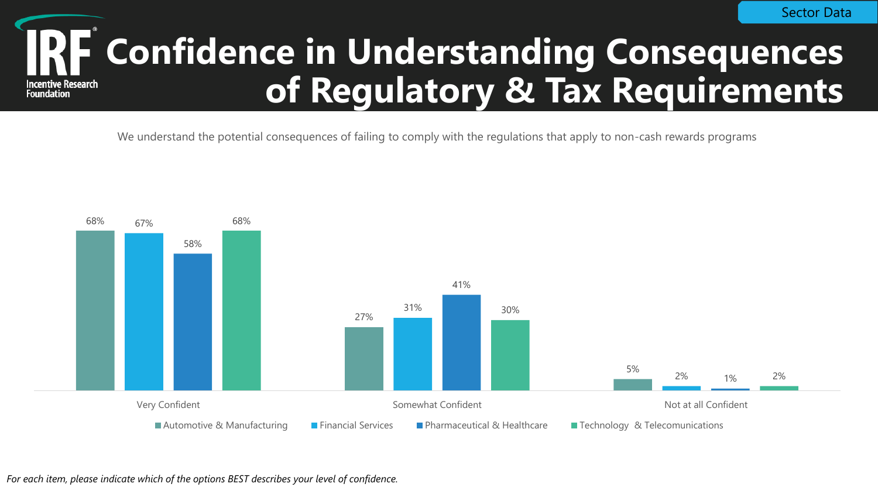Sector Data

# Confidence in Understanding Consequences of Regulatory & Tax Requirements

We understand the potential consequences of failing to comply with the regulations that apply to non-cash rewards programs

| | Automotive & Manufacturing | Financial Services | Pharmaceutical & Healthcare | Technology & Telecomunications |
|---|---|---|---|---|
| Very Confident | 68% | 67% | 58% | 68% |
| Somewhat Confident | 27% | 31% | 41% | 30% |
| Not at all Confident | 5% | 2% | 1% | 2% |

*For each item, please indicate which of the options BEST describes your level of confidence.*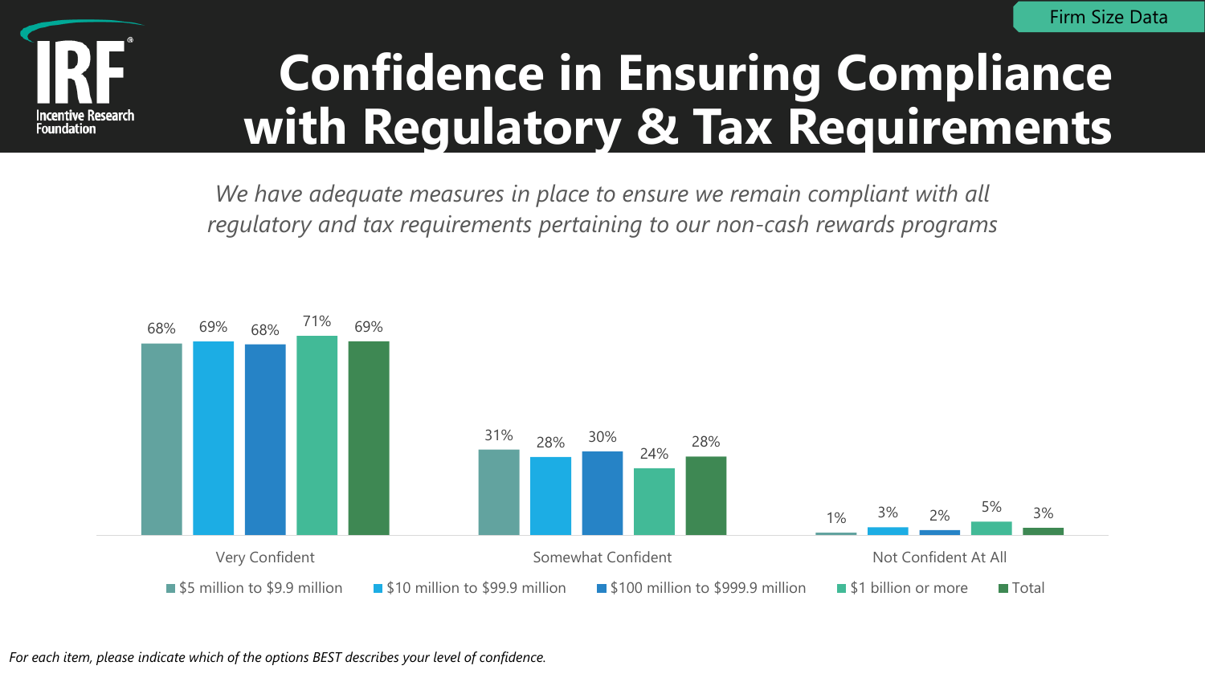Firm Size Data

# Confidence in Ensuring Compliance with Regulatory & Tax Requirements

*We have adequate measures in place to ensure we remain compliant with all regulatory and tax requirements pertaining to our non-cash rewards programs*

| | $5 million to $9.9 million | $10 million to $99.9 million | $100 million to $999.9 million | $1 billion or more | Total |
|---|---|---|---|---|---|
| Very Confident | 68% | 69% | 68% | 71% | 69% |
| Somewhat Confident | 31% | 28% | 30% | 24% | 28% |
| Not Confident At All | 1% | 3% | 2% | 5% | 3% |

*For each item, please indicate which of the options BEST describes your level of confidence.*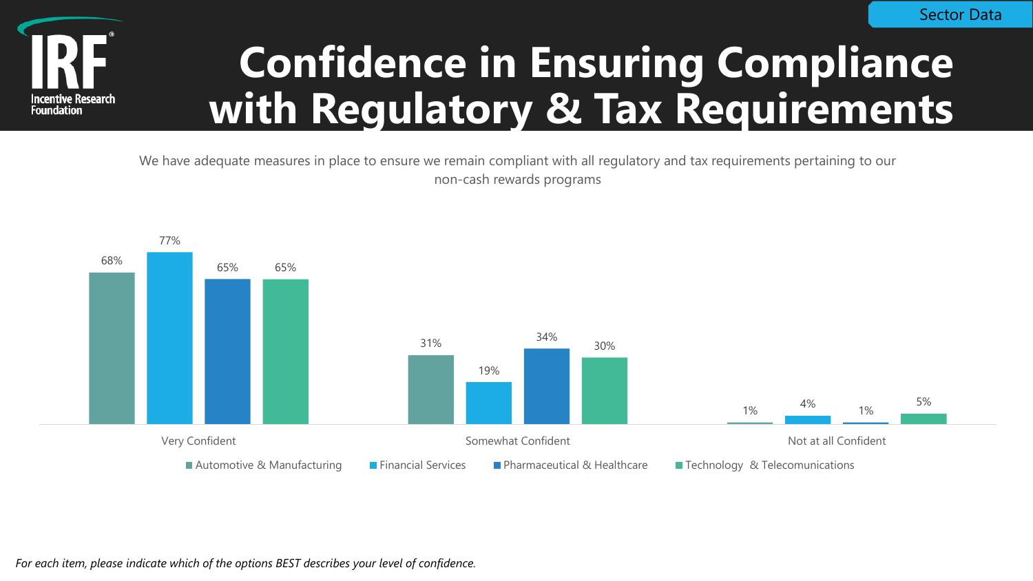Sector Data

# Confidence in Ensuring Compliance with Regulatory & Tax Requirements

We have adequate measures in place to ensure we remain compliant with all regulatory and tax requirements pertaining to our non-cash rewards programs

| | Automotive & Manufacturing | Financial Services | Pharmaceutical & Healthcare | Technology & Telecomunications |
|---|---|---|---|---|
| Very Confident | 68% | 77% | 65% | 65% |
| Somewhat Confident | 31% | 19% | 34% | 30% |
| Not at all Confident | 1% | 4% | 1% | 5% |

*For each item, please indicate which of the options BEST describes your level of confidence.*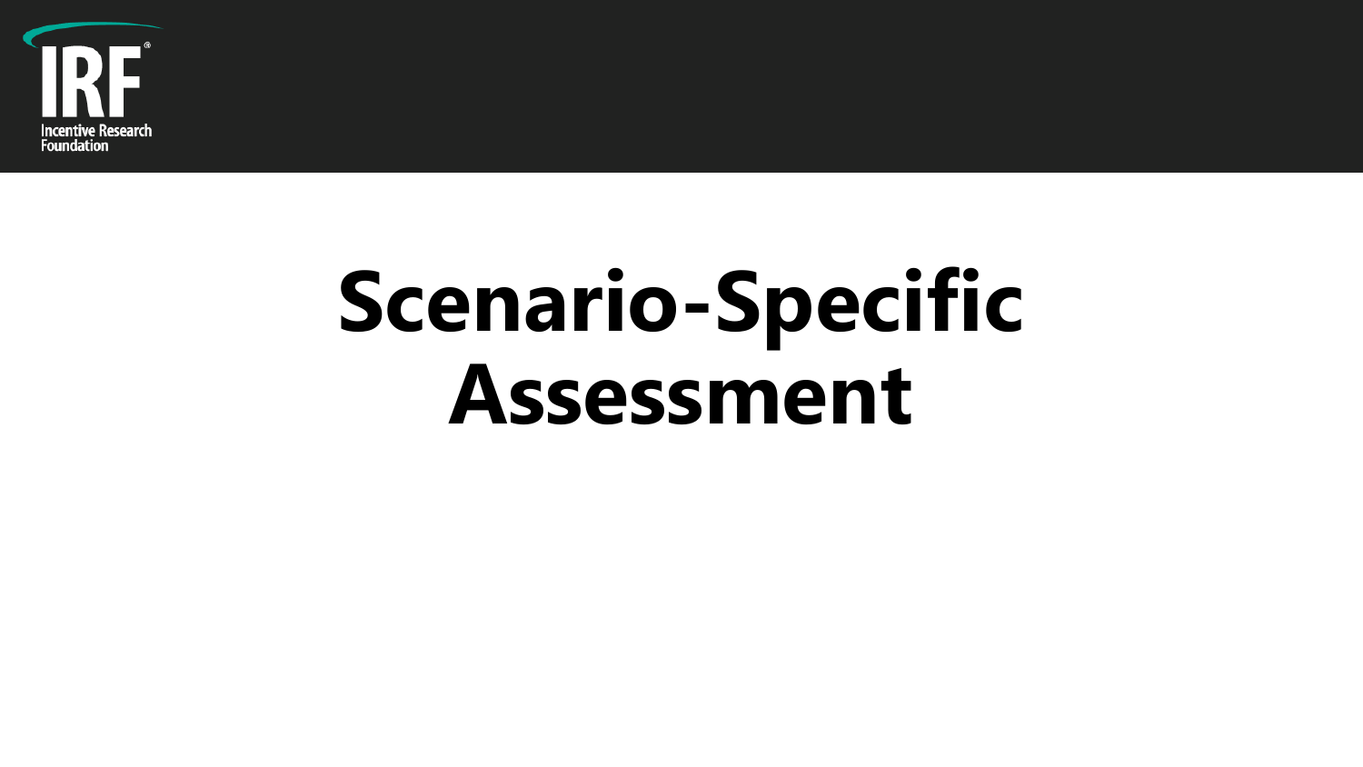# Scenario-Specific Assessment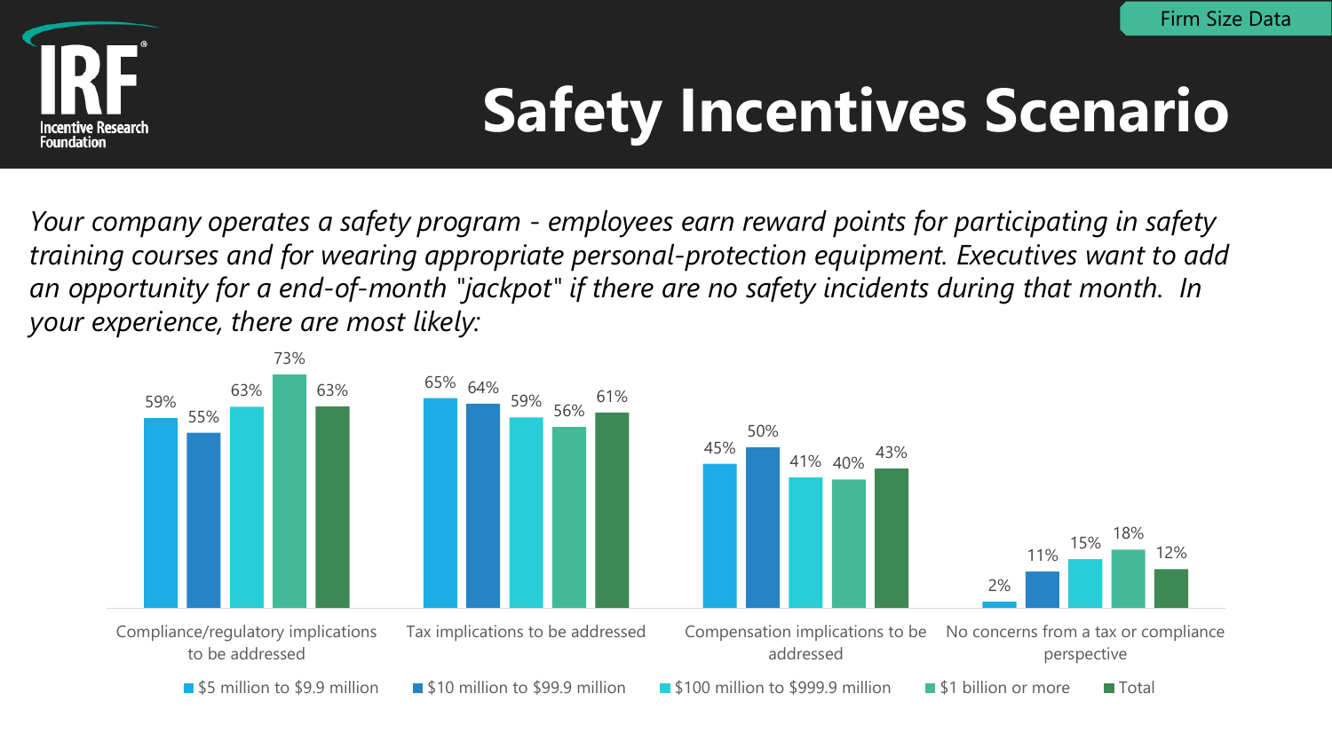Firm Size Data

# Safety Incentives Scenario

*Your company operates a safety program - employees earn reward points for participating in safety training courses and for wearing appropriate personal-protection equipment. Executives want to add an opportunity for a end-of-month "jackpot" if there are no safety incidents during that month. In your experience, there are most likely:*

| | $5 million to $9.9 million | $10 million to $99.9 million | $100 million to $999.9 million | $1 billion or more | Total |
|---|---|---|---|---|---|
| Compliance/regulatory implications to be addressed | 59% | 55% | 63% | 73% | 63% |
| Tax implications to be addressed | 65% | 64% | 59% | 56% | 61% |
| Compensation implications to be addressed | 45% | 50% | 41% | 40% | 43% |
| No concerns from a tax or compliance perspective | 2% | 11% | 15% | 18% | 12% |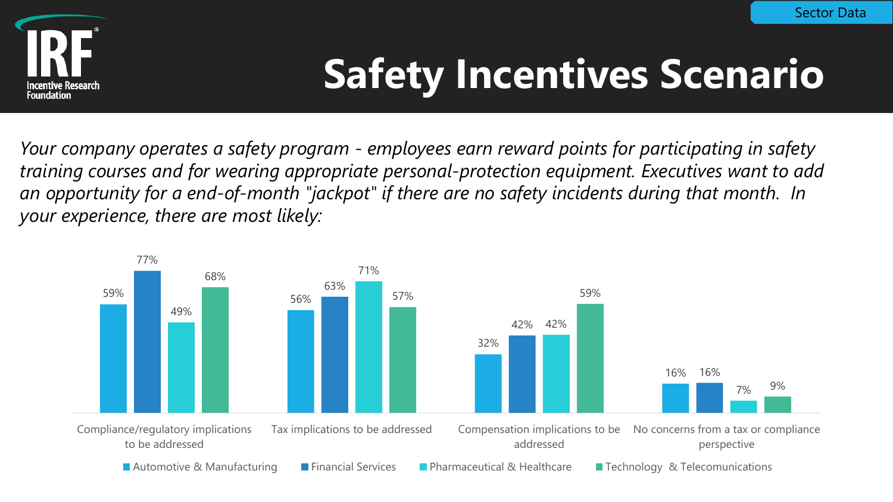Sector Data

# Safety Incentives Scenario

*Your company operates a safety program - employees earn reward points for participating in safety training courses and for wearing appropriate personal-protection equipment. Executives want to add an opportunity for a end-of-month "jackpot" if there are no safety incidents during that month. In your experience, there are most likely:*

| | Automotive & Manufacturing | Financial Services | Pharmaceutical & Healthcare | Technology & Telecomunications |
|---|---|---|---|---|
| Compliance/regulatory implications to be addressed | 59% | 77% | 49% | 68% |
| Tax implications to be addressed | 56% | 63% | 71% | 57% |
| Compensation implications to be addressed | 32% | 42% | 42% | 59% |
| No concerns from a tax or compliance perspective | 16% | 16% | 7% | 9% |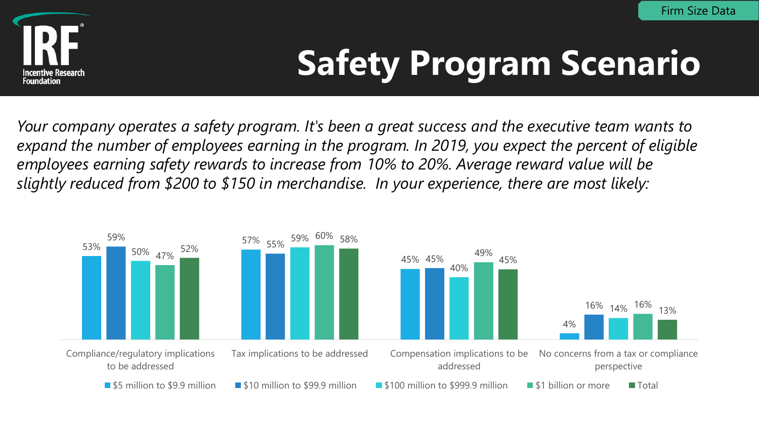Firm Size Data

# Safety Program Scenario

*Your company operates a safety program. It's been a great success and the executive team wants to expand the number of employees earning in the program. In 2019, you expect the percent of eligible employees earning safety rewards to increase from 10% to 20%. Average reward value will be slightly reduced from $200 to $150 in merchandise. In your experience, there are most likely:*

| | $5 million to $9.9 million | $10 million to $99.9 million | $100 million to $999.9 million | $1 billion or more | Total |
|---|---|---|---|---|---|
| Compliance/regulatory implications to be addressed | 53% | 59% | 50% | 47% | 52% |
| Tax implications to be addressed | 57% | 55% | 59% | 60% | 58% |
| Compensation implications to be addressed | 45% | 45% | 40% | 49% | 45% |
| No concerns from a tax or compliance perspective | 4% | 16% | 14% | 16% | 13% |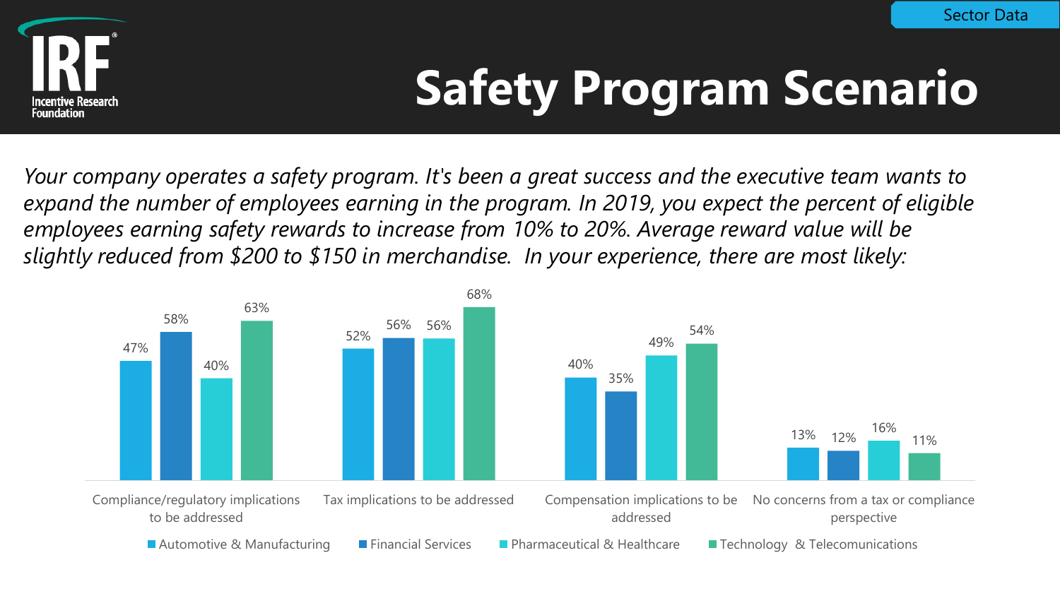Sector Data

# Safety Program Scenario

*Your company operates a safety program. It's been a great success and the executive team wants to expand the number of employees earning in the program. In 2019, you expect the percent of eligible employees earning safety rewards to increase from 10% to 20%. Average reward value will be slightly reduced from $200 to $150 in merchandise. In your experience, there are most likely:*

| | Automotive & Manufacturing | Financial Services | Pharmaceutical & Healthcare | Technology & Telecomunications |
|---|---|---|---|---|
| Compliance/regulatory implications to be addressed | 47% | 58% | 40% | 63% |
| Tax implications to be addressed | 52% | 56% | 56% | 68% |
| Compensation implications to be addressed | 40% | 35% | 49% | 54% |
| No concerns from a tax or compliance perspective | 13% | 12% | 16% | 11% |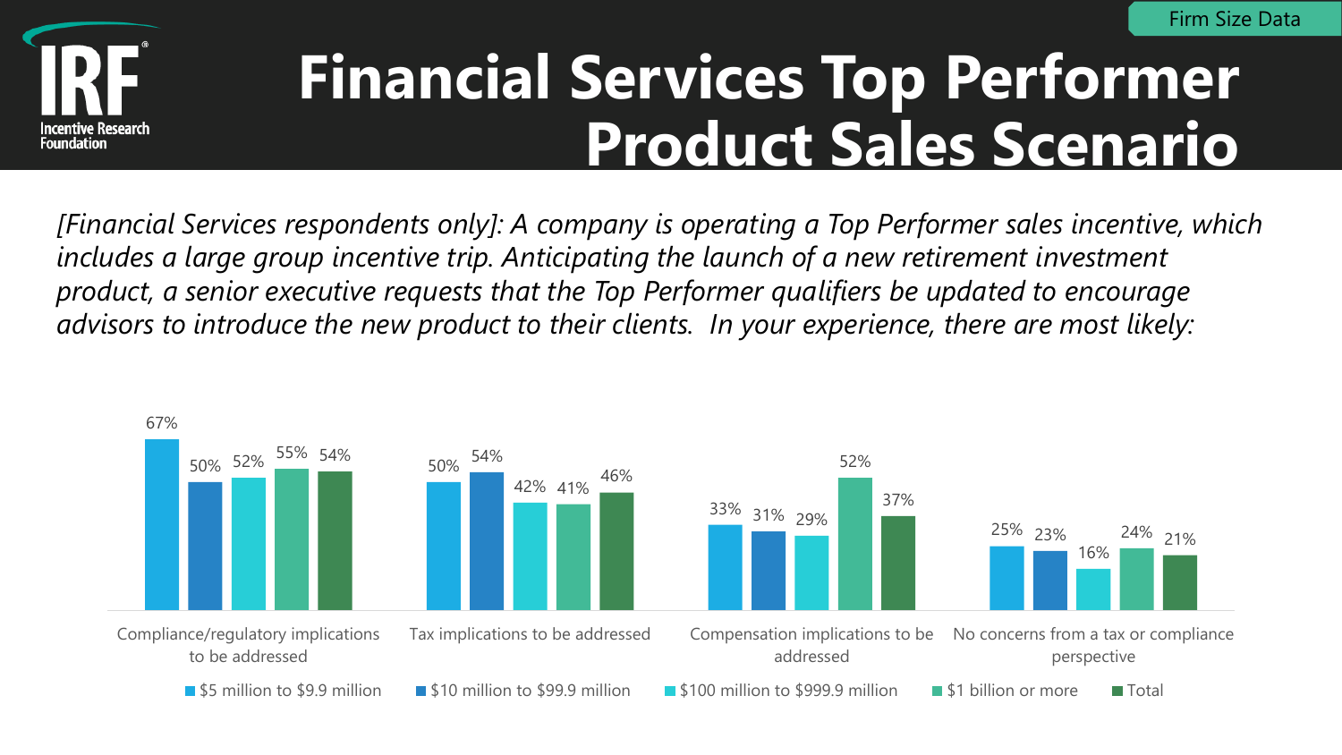Firm Size Data

# Financial Services Top Performer Product Sales Scenario

*[Financial Services respondents only]: A company is operating a Top Performer sales incentive, which includes a large group incentive trip. Anticipating the launch of a new retirement investment product, a senior executive requests that the Top Performer qualifiers be updated to encourage advisors to introduce the new product to their clients. In your experience, there are most likely:*

| | $5 million to $9.9 million | $10 million to $99.9 million | $100 million to $999.9 million | $1 billion or more | Total |
|---|---|---|---|---|---|
| Compliance/regulatory implications to be addressed | 67% | 50% | 52% | 55% | 54% |
| Tax implications to be addressed | 50% | 54% | 42% | 41% | 46% |
| Compensation implications to be addressed | 33% | 31% | 29% | 52% | 37% |
| No concerns from a tax or compliance perspective | 25% | 23% | 16% | 24% | 21% |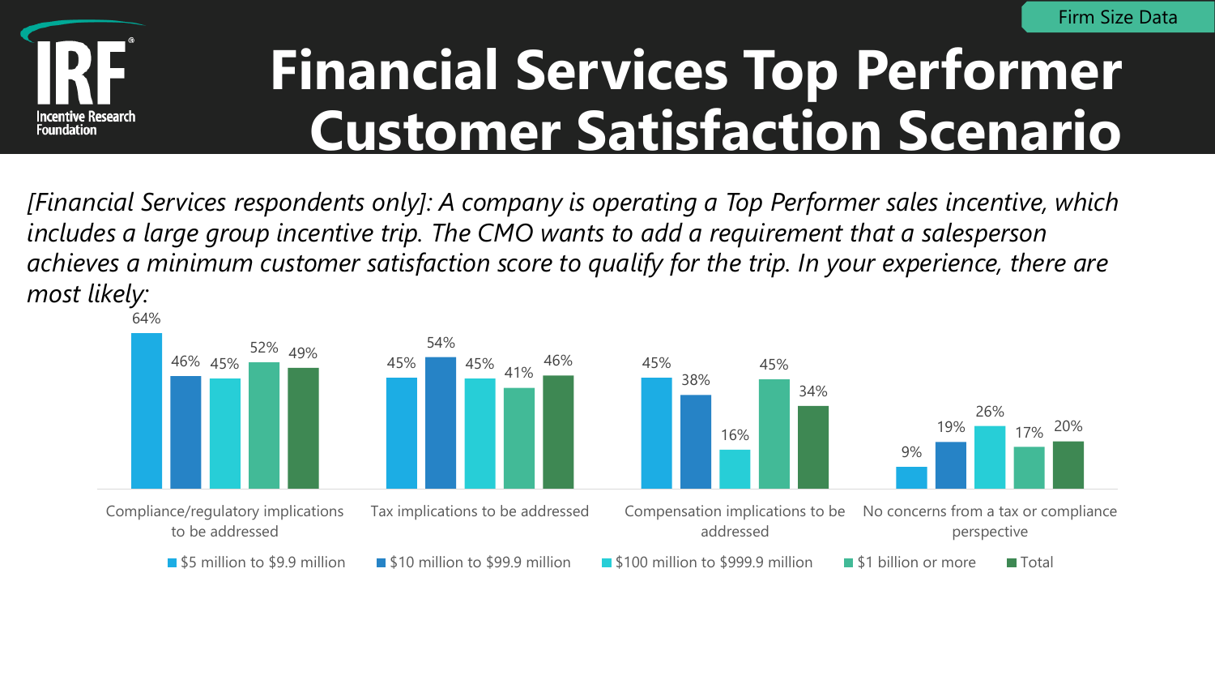Firm Size Data

# Financial Services Top Performer Customer Satisfaction Scenario

*[Financial Services respondents only]: A company is operating a Top Performer sales incentive, which includes a large group incentive trip. The CMO wants to add a requirement that a salesperson achieves a minimum customer satisfaction score to qualify for the trip. In your experience, there are most likely:*

| | $5 million to $9.9 million | $10 million to $99.9 million | $100 million to $999.9 million | $1 billion or more | Total |
|---|---|---|---|---|---|
| Compliance/regulatory implications to be addressed | 64% | 46% | 45% | 52% | 49% |
| Tax implications to be addressed | 45% | 54% | 45% | 41% | 46% |
| Compensation implications to be addressed | 45% | 38% | 16% | 45% | 34% |
| No concerns from a tax or compliance perspective | 9% | 19% | 26% | 17% | 20% |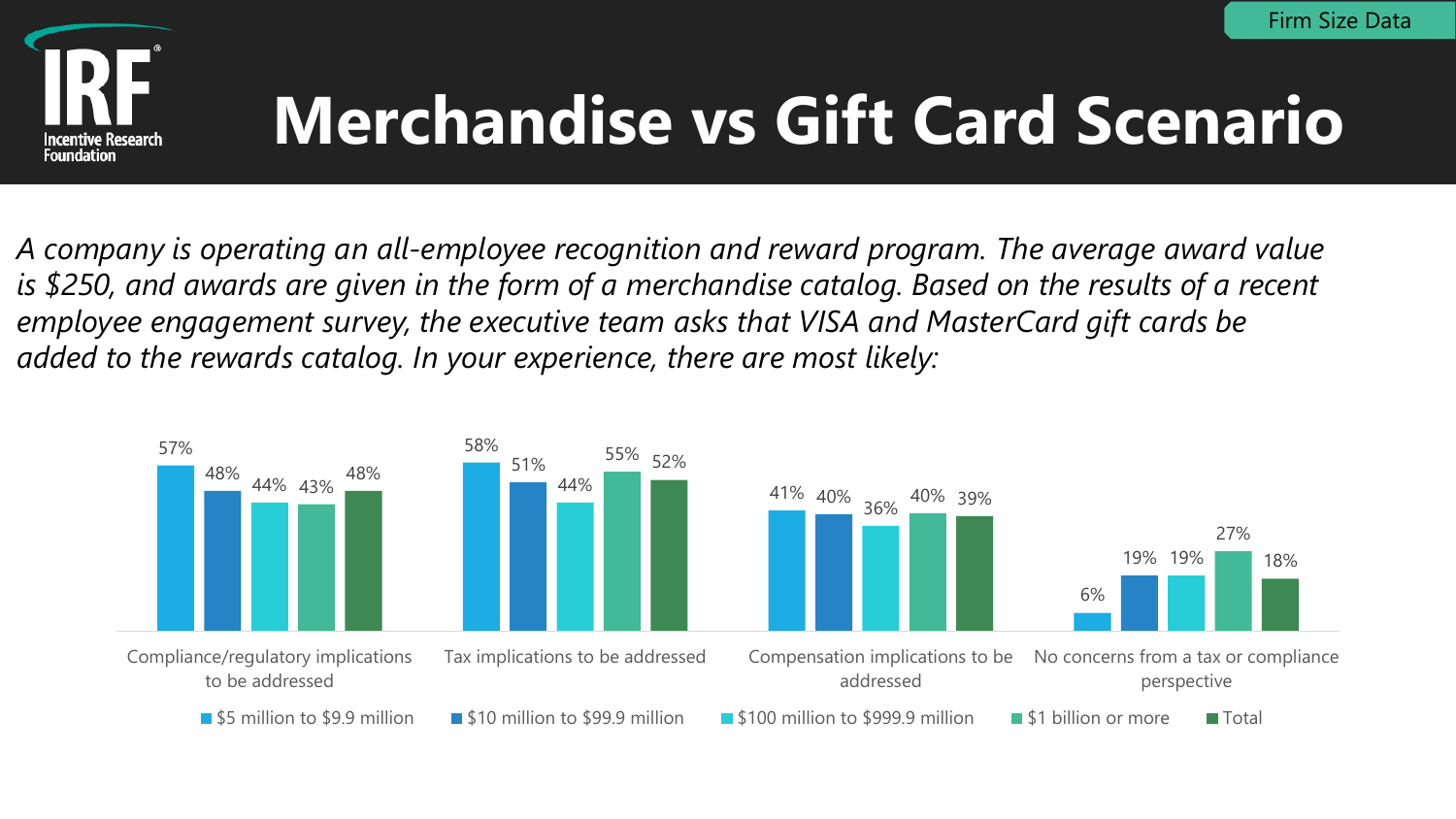Firm Size Data

# Merchandise vs Gift Card Scenario

*A company is operating an all-employee recognition and reward program. The average award value is $250, and awards are given in the form of a merchandise catalog. Based on the results of a recent employee engagement survey, the executive team asks that VISA and MasterCard gift cards be added to the rewards catalog. In your experience, there are most likely:*

| | $5 million to $9.9 million | $10 million to $99.9 million | $100 million to $999.9 million | $1 billion or more | Total |
|---|---|---|---|---|---|
| Compliance/regulatory implications to be addressed | 57% | 48% | 44% | 43% | 48% |
| Tax implications to be addressed | 58% | 51% | 44% | 55% | 52% |
| Compensation implications to be addressed | 41% | 40% | 36% | 40% | 39% |
| No concerns from a tax or compliance perspective | 6% | 19% | 19% | 27% | 18% |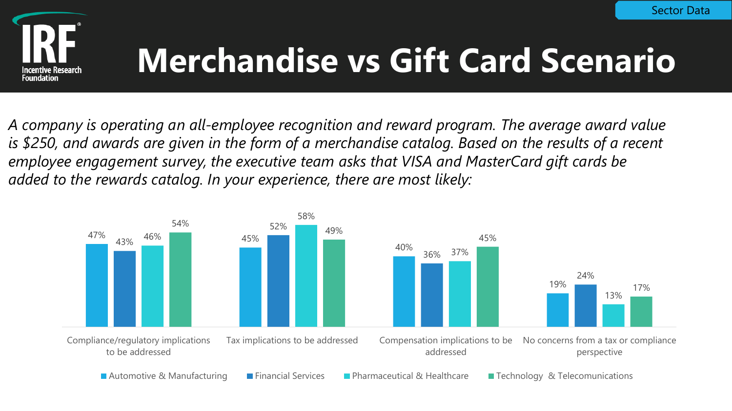Sector Data

# Merchandise vs Gift Card Scenario

*A company is operating an all-employee recognition and reward program. The average award value is $250, and awards are given in the form of a merchandise catalog. Based on the results of a recent employee engagement survey, the executive team asks that VISA and MasterCard gift cards be added to the rewards catalog. In your experience, there are most likely:*

| | Automotive & Manufacturing | Financial Services | Pharmaceutical & Healthcare | Technology & Telecomunications |
|---|---|---|---|---|
| Compliance/regulatory implications to be addressed | 47% | 43% | 46% | 54% |
| Tax implications to be addressed | 45% | 52% | 58% | 49% |
| Compensation implications to be addressed | 40% | 36% | 37% | 45% |
| No concerns from a tax or compliance perspective | 19% | 24% | 13% | 17% |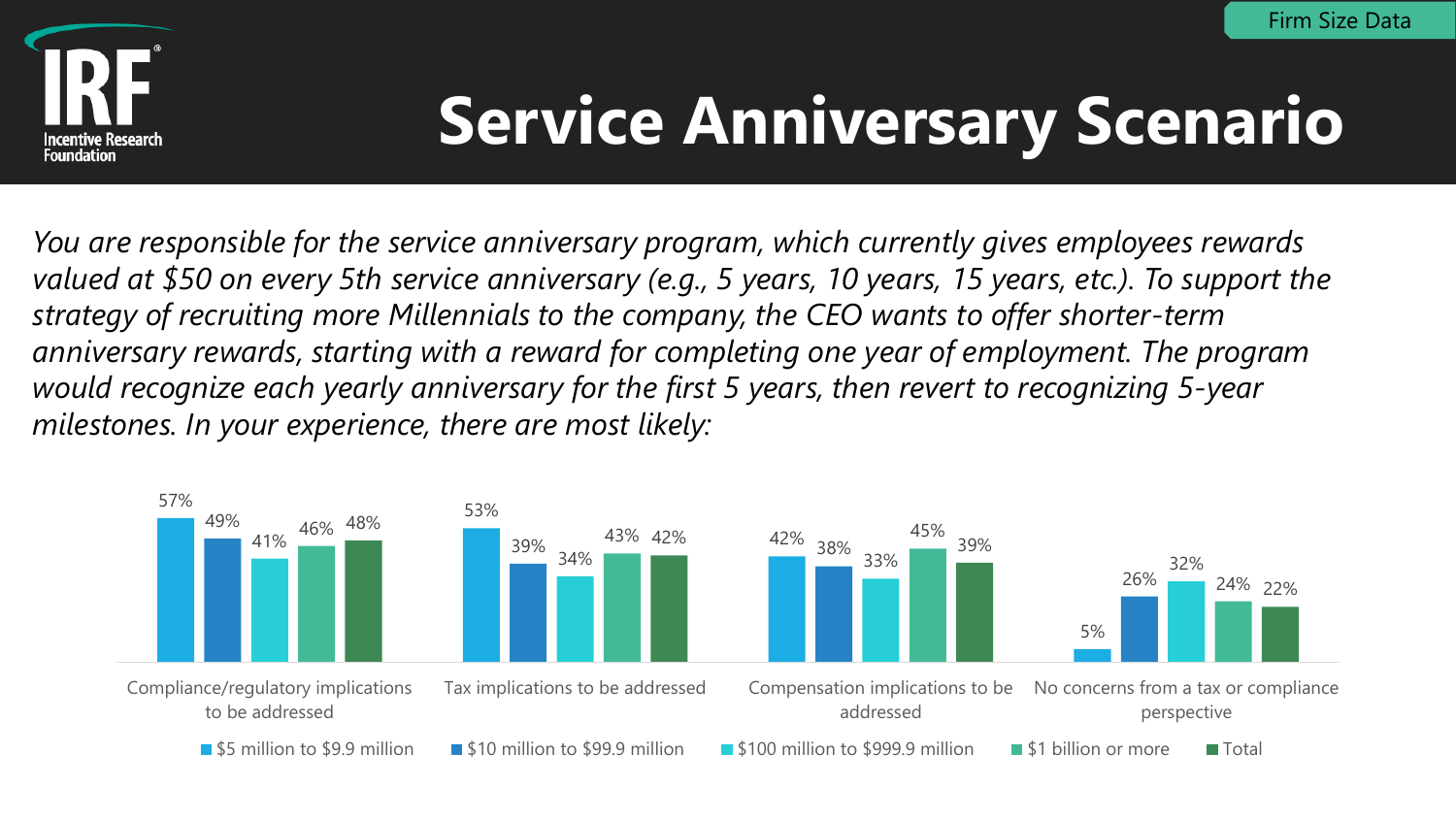Firm Size Data

# Service Anniversary Scenario

*You are responsible for the service anniversary program, which currently gives employees rewards valued at $50 on every 5th service anniversary (e.g., 5 years, 10 years, 15 years, etc.). To support the strategy of recruiting more Millennials to the company, the CEO wants to offer shorter-term anniversary rewards, starting with a reward for completing one year of employment. The program would recognize each yearly anniversary for the first 5 years, then revert to recognizing 5-year milestones. In your experience, there are most likely:*

| | $5 million to $9.9 million | $10 million to $99.9 million | $100 million to $999.9 million | $1 billion or more | Total |
|---|---|---|---|---|---|
| Compliance/regulatory implications to be addressed | 57% | 49% | 41% | 46% | 48% |
| Tax implications to be addressed | 53% | 39% | 34% | 43% | 42% |
| Compensation implications to be addressed | 42% | 38% | 33% | 45% | 39% |
| No concerns from a tax or compliance perspective | 5% | 26% | 32% | 24% | 22% |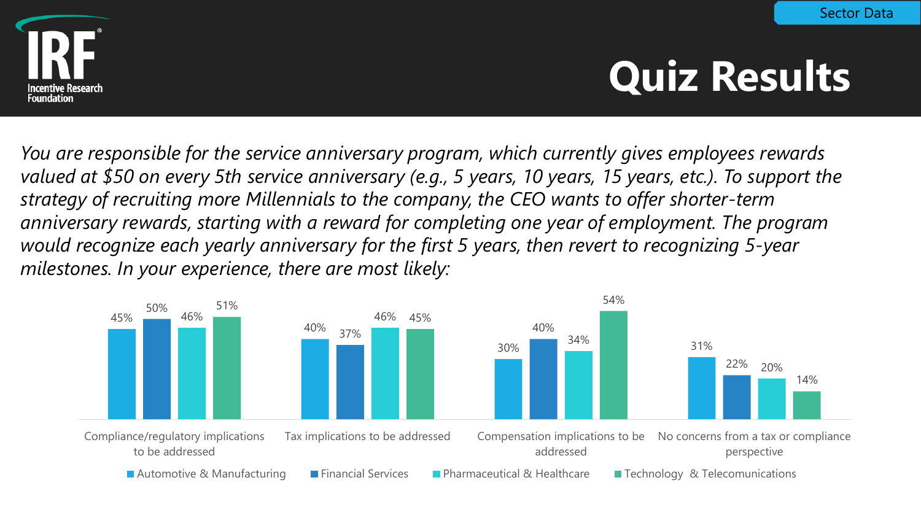Sector Data

# Quiz Results

*You are responsible for the service anniversary program, which currently gives employees rewards valued at $50 on every 5th service anniversary (e.g., 5 years, 10 years, 15 years, etc.). To support the strategy of recruiting more Millennials to the company, the CEO wants to offer shorter-term anniversary rewards, starting with a reward for completing one year of employment. The program would recognize each yearly anniversary for the first 5 years, then revert to recognizing 5-year milestones. In your experience, there are most likely:*

| | Automotive & Manufacturing | Financial Services | Pharmaceutical & Healthcare | Technology & Telecomunications |
|---|---|---|---|---|
| Compliance/regulatory implications to be addressed | 45% | 50% | 46% | 51% |
| Tax implications to be addressed | 40% | 37% | 46% | 45% |
| Compensation implications to be addressed | 30% | 40% | 34% | 54% |
| No concerns from a tax or compliance perspective | 31% | 22% | 20% | 14% |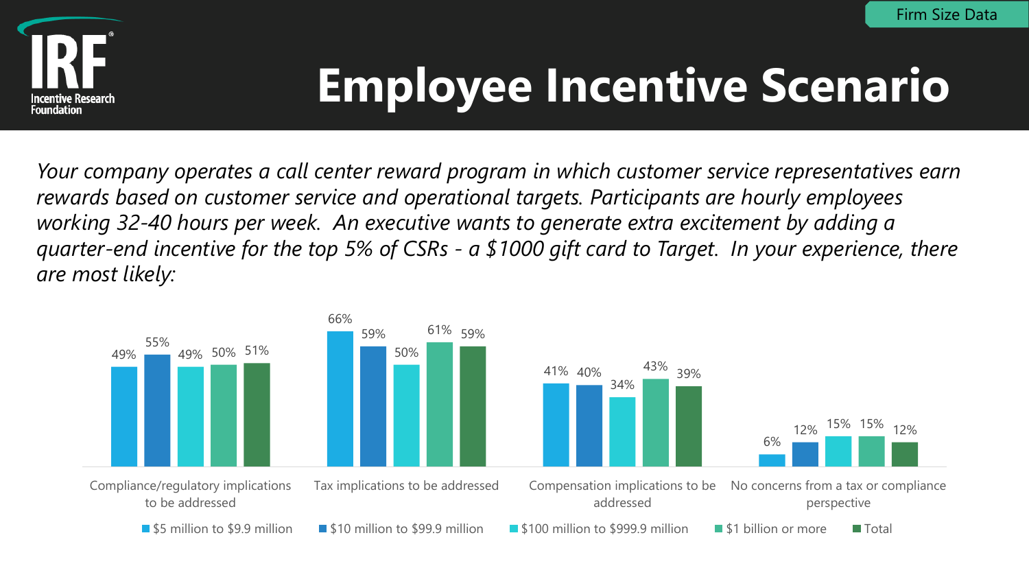Firm Size Data

# Employee Incentive Scenario

*Your company operates a call center reward program in which customer service representatives earn rewards based on customer service and operational targets. Participants are hourly employees working 32-40 hours per week. An executive wants to generate extra excitement by adding a quarter-end incentive for the top 5% of CSRs - a $1000 gift card to Target. In your experience, there are most likely:*

| | $5 million to $9.9 million | $10 million to $99.9 million | $100 million to $999.9 million | $1 billion or more | Total |
|---|---|---|---|---|---|
| Compliance/regulatory implications to be addressed | 49% | 55% | 49% | 50% | 51% |
| Tax implications to be addressed | 66% | 59% | 50% | 61% | 59% |
| Compensation implications to be addressed | 41% | 40% | 34% | 43% | 39% |
| No concerns from a tax or compliance perspective | 6% | 12% | 15% | 15% | 12% |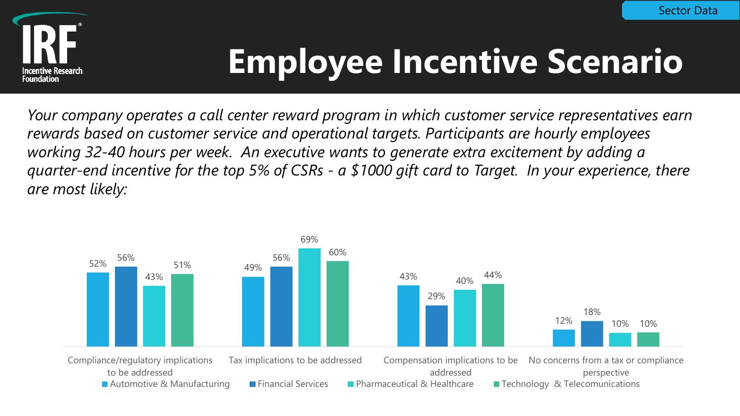Sector Data

# Employee Incentive Scenario

*Your company operates a call center reward program in which customer service representatives earn rewards based on customer service and operational targets. Participants are hourly employees working 32-40 hours per week. An executive wants to generate extra excitement by adding a quarter-end incentive for the top 5% of CSRs - a $1000 gift card to Target. In your experience, there are most likely:*

| | Automotive & Manufacturing | Financial Services | Pharmaceutical & Healthcare | Technology & Telecomunications |
|---|---|---|---|---|
| Compliance/regulatory implications to be addressed | 52% | 56% | 43% | 51% |
| Tax implications to be addressed | 49% | 56% | 69% | 60% |
| Compensation implications to be addressed | 43% | 29% | 40% | 44% |
| No concerns from a tax or compliance perspective | 12% | 18% | 10% | 10% |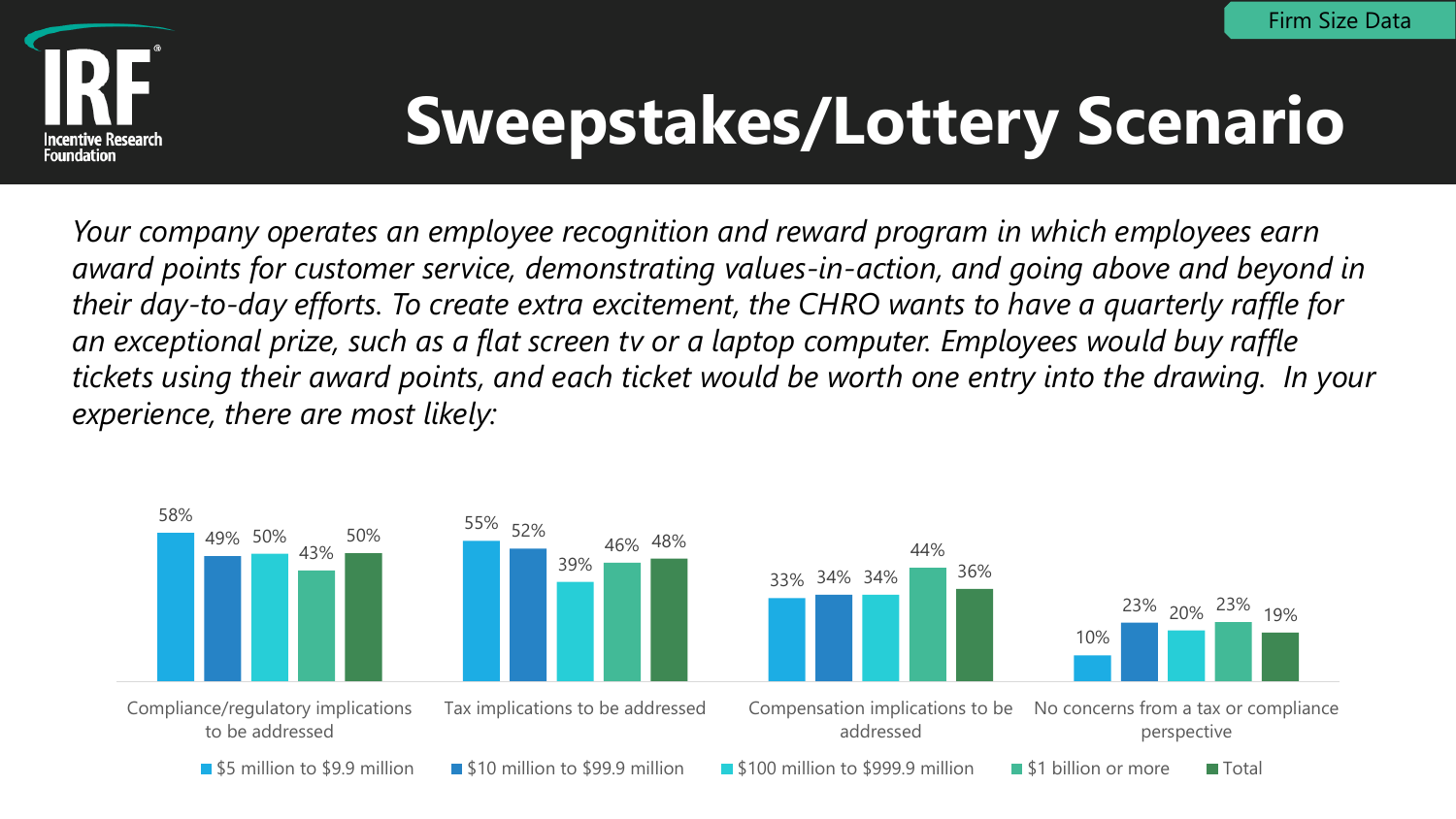Firm Size Data

# Sweepstakes/Lottery Scenario

*Your company operates an employee recognition and reward program in which employees earn award points for customer service, demonstrating values-in-action, and going above and beyond in their day-to-day efforts. To create extra excitement, the CHRO wants to have a quarterly raffle for an exceptional prize, such as a flat screen tv or a laptop computer. Employees would buy raffle tickets using their award points, and each ticket would be worth one entry into the drawing. In your experience, there are most likely:*

| | $5 million to $9.9 million | $10 million to $99.9 million | $100 million to $999.9 million | $1 billion or more | Total |
|---|---|---|---|---|---|
| Compliance/regulatory implications to be addressed | 58% | 49% | 50% | 43% | 50% |
| Tax implications to be addressed | 55% | 52% | 39% | 46% | 48% |
| Compensation implications to be addressed | 33% | 34% | 34% | 44% | 36% |
| No concerns from a tax or compliance perspective | 10% | 23% | 20% | 23% | 19% |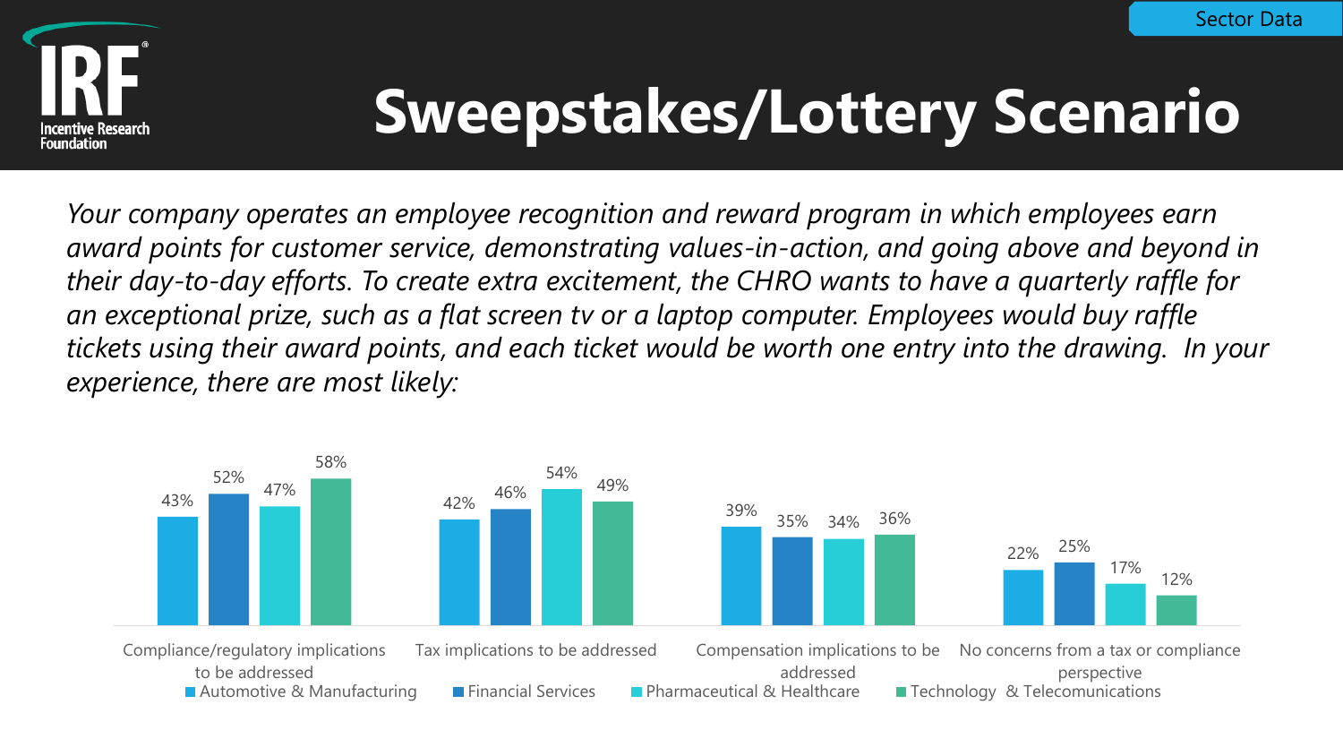Sector Data

# Sweepstakes/Lottery Scenario

*Your company operates an employee recognition and reward program in which employees earn award points for customer service, demonstrating values-in-action, and going above and beyond in their day-to-day efforts. To create extra excitement, the CHRO wants to have a quarterly raffle for an exceptional prize, such as a flat screen tv or a laptop computer. Employees would buy raffle tickets using their award points, and each ticket would be worth one entry into the drawing. In your experience, there are most likely:*

| | Automotive & Manufacturing | Financial Services | Pharmaceutical & Healthcare | Technology & Telecomunications |
|---|---|---|---|---|
| Compliance/regulatory implications to be addressed | 43% | 52% | 47% | 58% |
| Tax implications to be addressed | 42% | 46% | 54% | 49% |
| Compensation implications to be addressed | 39% | 35% | 34% | 36% |
| No concerns from a tax or compliance perspective | 22% | 25% | 17% | 12% |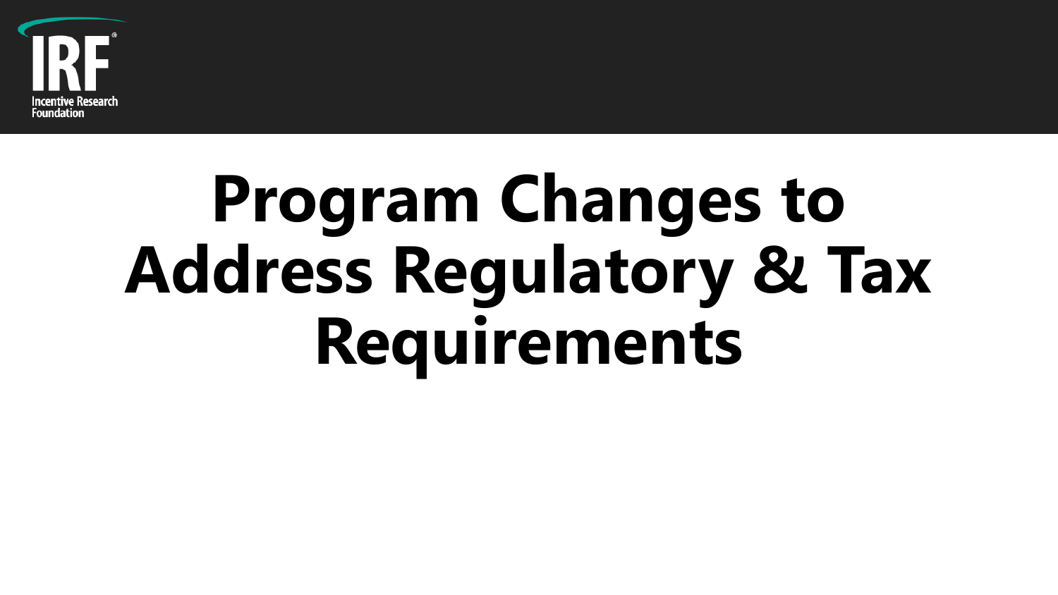# Program Changes to Address Regulatory & Tax Requirements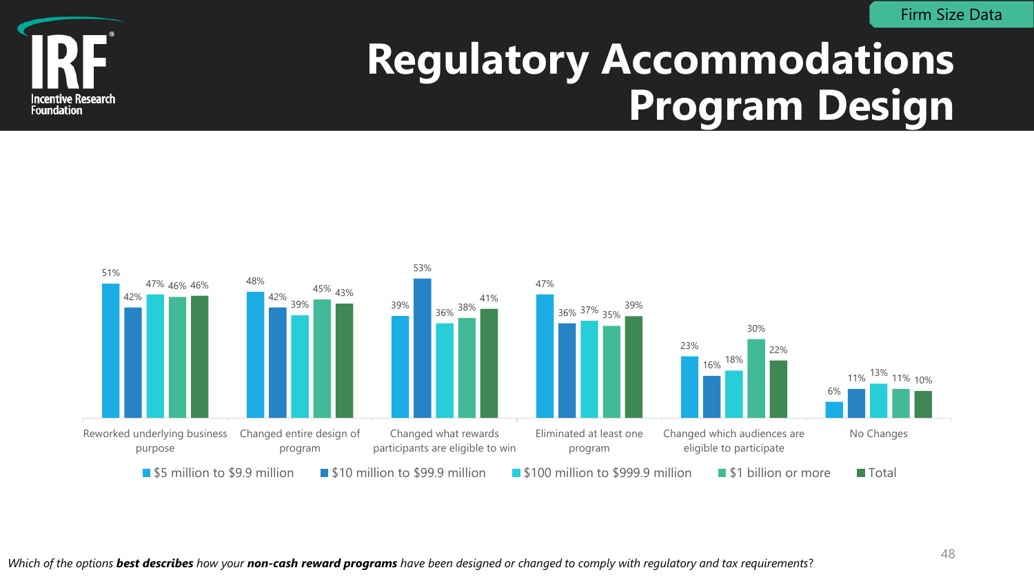Firm Size Data

# Regulatory Accommodations Program Design

| | $5 million to $9.9 million | $10 million to $99.9 million | $100 million to $999.9 million | $1 billion or more | Total |
|---|---|---|---|---|---|
| Reworked underlying business purpose | 51% | 42% | 47% | 46% | 46% |
| Changed entire design of program | 48% | 42% | 39% | 45% | 43% |
| Changed what rewards participants are eligible to win | 39% | 53% | 36% | 38% | 41% |
| Eliminated at least one program | 47% | 36% | 37% | 35% | 39% |
| Changed which audiences are eligible to participate | 23% | 16% | 18% | 30% | 22% |
| No Changes | 6% | 11% | 13% | 11% | 10% |

*Which of the options **best describes** how your **non-cash reward programs** have been designed or changed to comply with regulatory and tax requirements?*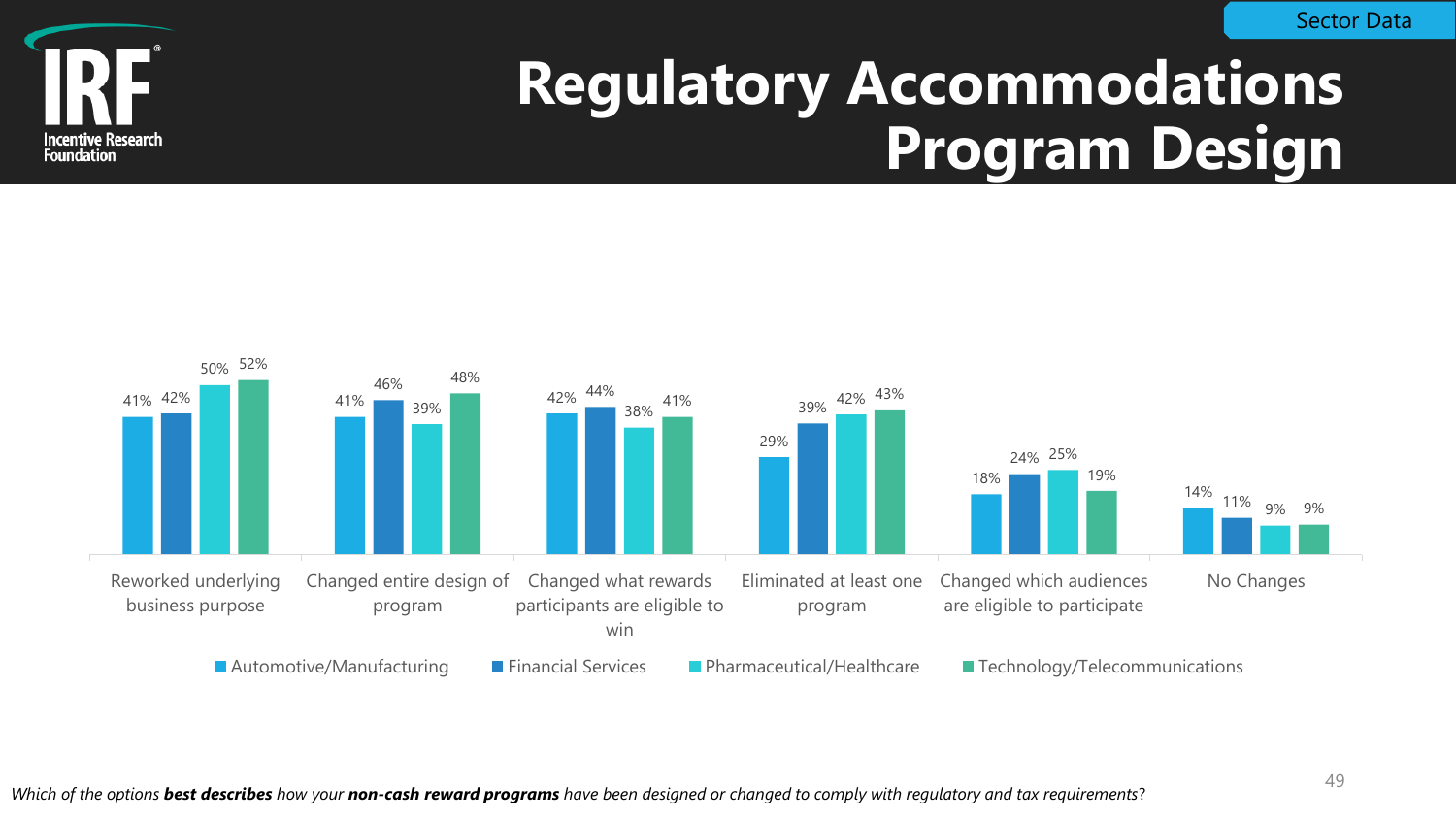Sector Data

# Regulatory Accommodations Program Design

| | Automotive/Manufacturing | Financial Services | Pharmaceutical/Healthcare | Technology/Telecommunications |
|---|---|---|---|---|
| Reworked underlying business purpose | 41% | 42% | 50% | 52% |
| Changed entire design of program | 41% | 46% | 39% | 48% |
| Changed what rewards participants are eligible to win | 42% | 44% | 38% | 41% |
| Eliminated at least one program | 29% | 39% | 42% | 43% |
| Changed which audiences are eligible to participate | 18% | 24% | 25% | 19% |
| No Changes | 14% | 11% | 9% | 9% |

*Which of the options **best describes** how your **non-cash reward programs** have been designed or changed to comply with regulatory and tax requirements?*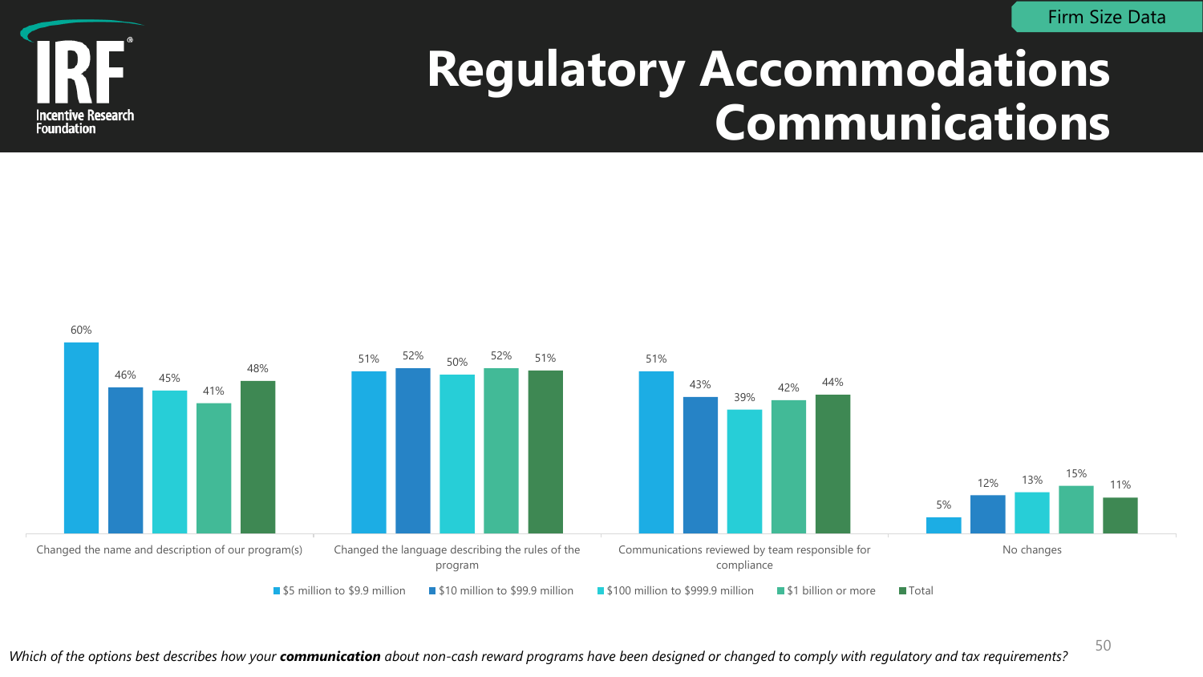Firm Size Data

# Regulatory Accommodations Communications

| | $5 million to $9.9 million | $10 million to $99.9 million | $100 million to $999.9 million | $1 billion or more | Total |
|---|---|---|---|---|---|
| Changed the name and description of our program(s) | 60% | 46% | 45% | 41% | 48% |
| Changed the language describing the rules of the program | 51% | 52% | 50% | 52% | 51% |
| Communications reviewed by team responsible for compliance | 51% | 43% | 39% | 42% | 44% |
| No changes | 5% | 12% | 13% | 15% | 11% |

*Which of the options best describes how your **communication** about non-cash reward programs have been designed or changed to comply with regulatory and tax requirements?*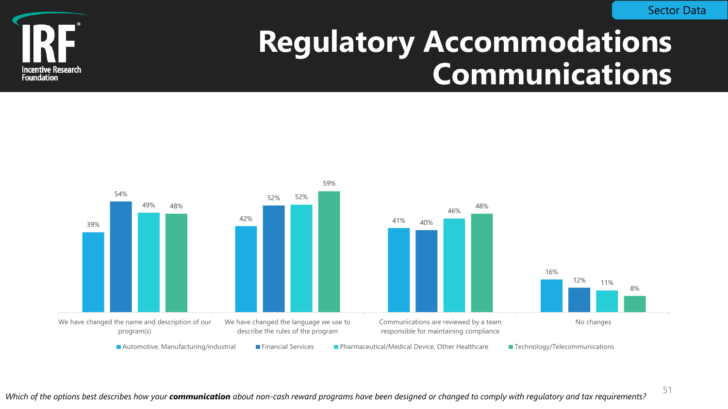Sector Data

# Regulatory Accommodations Communications

| | Automotive, Manufacturing/industrial | Financial Services | Pharmaceutical/Medical Device, Other Healthcare | Technology/Telecommunications |
|---|---|---|---|---|
| We have changed the name and description of our program(s) | 39% | 54% | 49% | 48% |
| We have changed the language we use to describe the rules of the program | 42% | 52% | 52% | 59% |
| Communications are reviewed by a team responsible for maintaining compliance | 41% | 40% | 46% | 48% |
| No changes | 16% | 12% | 11% | 8% |

*Which of the options best describes how your **communication** about non-cash reward programs have been designed or changed to comply with regulatory and tax requirements?*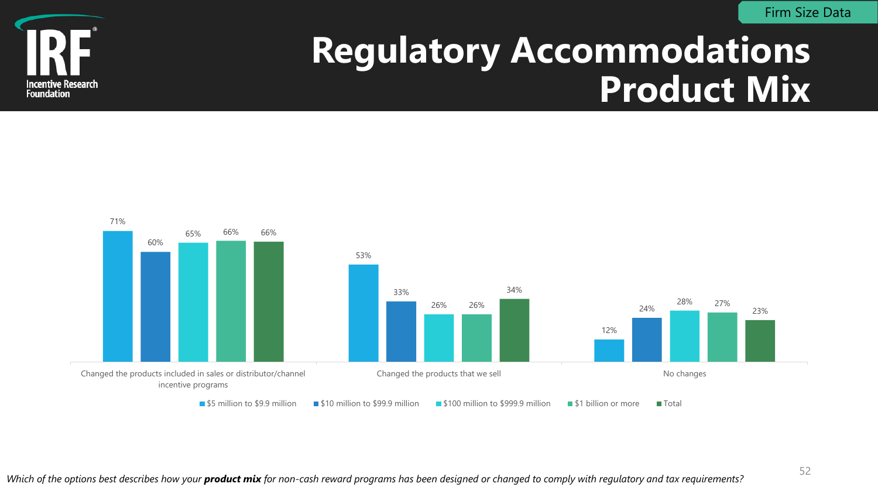Firm Size Data

# Regulatory Accommodations Product Mix

| | $5 million to $9.9 million | $10 million to $99.9 million | $100 million to $999.9 million | $1 billion or more | Total |
|---|---|---|---|---|---|
| Changed the products included in sales or distributor/channel incentive programs | 71% | 60% | 65% | 66% | 66% |
| Changed the products that we sell | 53% | 33% | 26% | 26% | 34% |
| No changes | 12% | 24% | 28% | 27% | 23% |

*Which of the options best describes how your **product mix** for non-cash reward programs has been designed or changed to comply with regulatory and tax requirements?*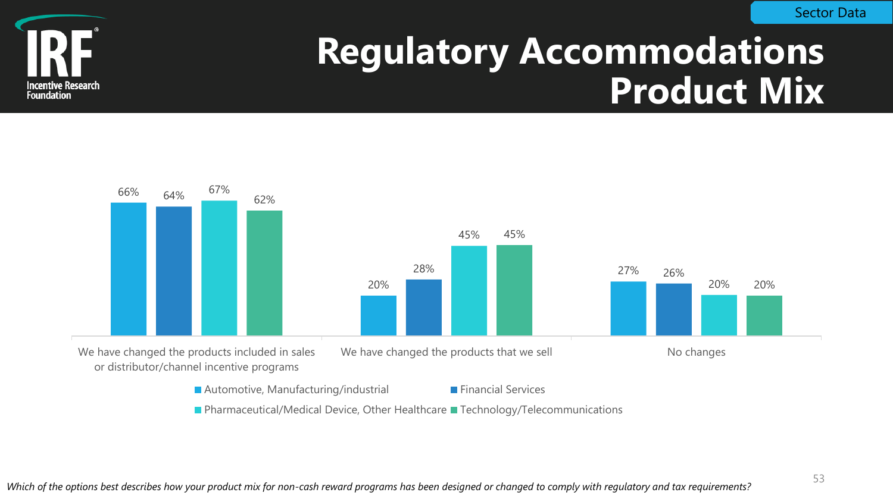Sector Data

# Regulatory Accommodations Product Mix

| | Automotive, Manufacturing/industrial | Financial Services | Pharmaceutical/Medical Device, Other Healthcare | Technology/Telecommunications |
|---|---|---|---|---|
| We have changed the products included in sales or distributor/channel incentive programs | 66% | 64% | 67% | 62% |
| We have changed the products that we sell | 20% | 28% | 45% | 45% |
| No changes | 27% | 26% | 20% | 20% |

*Which of the options best describes how your product mix for non-cash reward programs has been designed or changed to comply with regulatory and tax requirements?*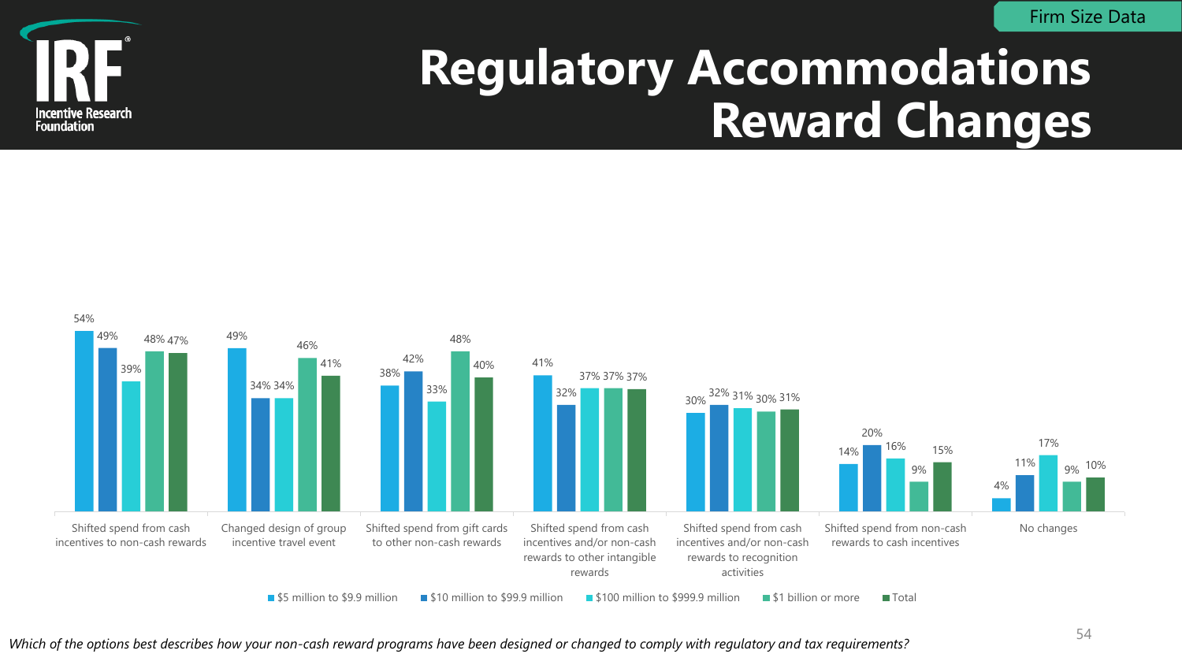Firm Size Data

# Regulatory Accommodations Reward Changes

| | $5 million to $9.9 million | $10 million to $99.9 million | $100 million to $999.9 million | $1 billion or more | Total |
|---|---|---|---|---|---|
| Shifted spend from cash incentives to non-cash rewards | 54% | 49% | 39% | 48% | 47% |
| Changed design of group incentive travel event | 49% | 34% | 34% | 46% | 41% |
| Shifted spend from gift cards to other non-cash rewards | 38% | 42% | 33% | 48% | 40% |
| Shifted spend from cash incentives and/or non-cash rewards to other intangible rewards | 41% | 32% | 37% | 37% | 37% |
| Shifted spend from cash incentives and/or non-cash rewards to recognition activities | 30% | 32% | 31% | 30% | 31% |
| Shifted spend from non-cash rewards to cash incentives | 14% | 20% | 16% | 9% | 15% |
| No changes | 4% | 11% | 17% | 9% | 10% |

*Which of the options best describes how your non-cash reward programs have been designed or changed to comply with regulatory and tax requirements?*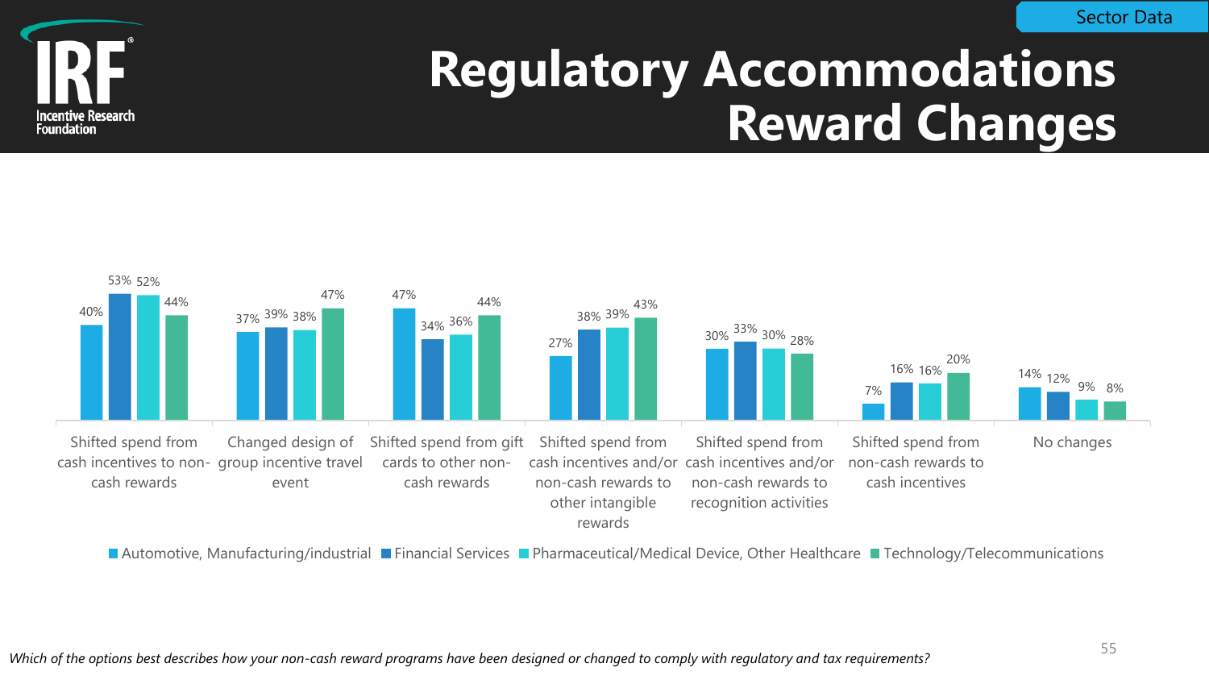Sector Data

# Regulatory Accommodations Reward Changes

| | Automotive, Manufacturing/industrial | Financial Services | Pharmaceutical/Medical Device, Other Healthcare | Technology/Telecommunications |
|---|---|---|---|---|
| Shifted spend from cash incentives to non-cash rewards | 40% | 53% | 52% | 44% |
| Changed design of group incentive travel event | 37% | 39% | 38% | 47% |
| Shifted spend from gift cards to other non-cash rewards | 47% | 34% | 36% | 44% |
| Shifted spend from cash incentives and/or non-cash rewards to other intangible rewards | 27% | 38% | 39% | 43% |
| Shifted spend from cash incentives and/or non-cash rewards to recognition activities | 30% | 33% | 30% | 28% |
| Shifted spend from non-cash rewards to cash incentives | 7% | 16% | 16% | 20% |
| No changes | 14% | 12% | 9% | 8% |

*Which of the options best describes how your non-cash reward programs have been designed or changed to comply with regulatory and tax requirements?*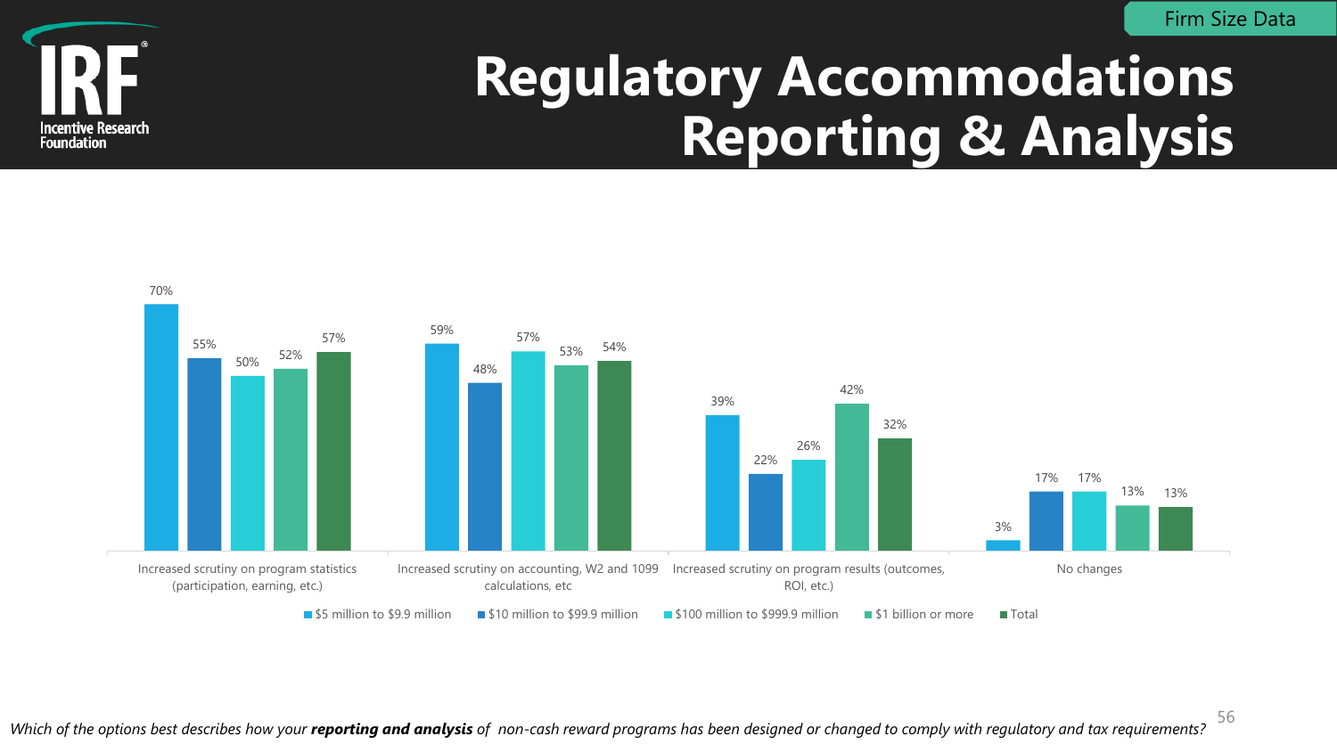Firm Size Data

# Regulatory Accommodations Reporting & Analysis

| | $5 million to $9.9 million | $10 million to $99.9 million | $100 million to $999.9 million | $1 billion or more | Total |
|---|---|---|---|---|---|
| Increased scrutiny on program statistics (participation, earning, etc.) | 70% | 55% | 50% | 52% | 57% |
| Increased scrutiny on accounting, W2 and 1099 calculations, etc | 59% | 48% | 57% | 53% | 54% |
| Increased scrutiny on program results (outcomes, ROI, etc.) | 39% | 22% | 26% | 42% | 32% |
| No changes | 3% | 17% | 17% | 13% | 13% |

*Which of the options best describes how your **reporting and analysis** of non-cash reward programs has been designed or changed to comply with regulatory and tax requirements?*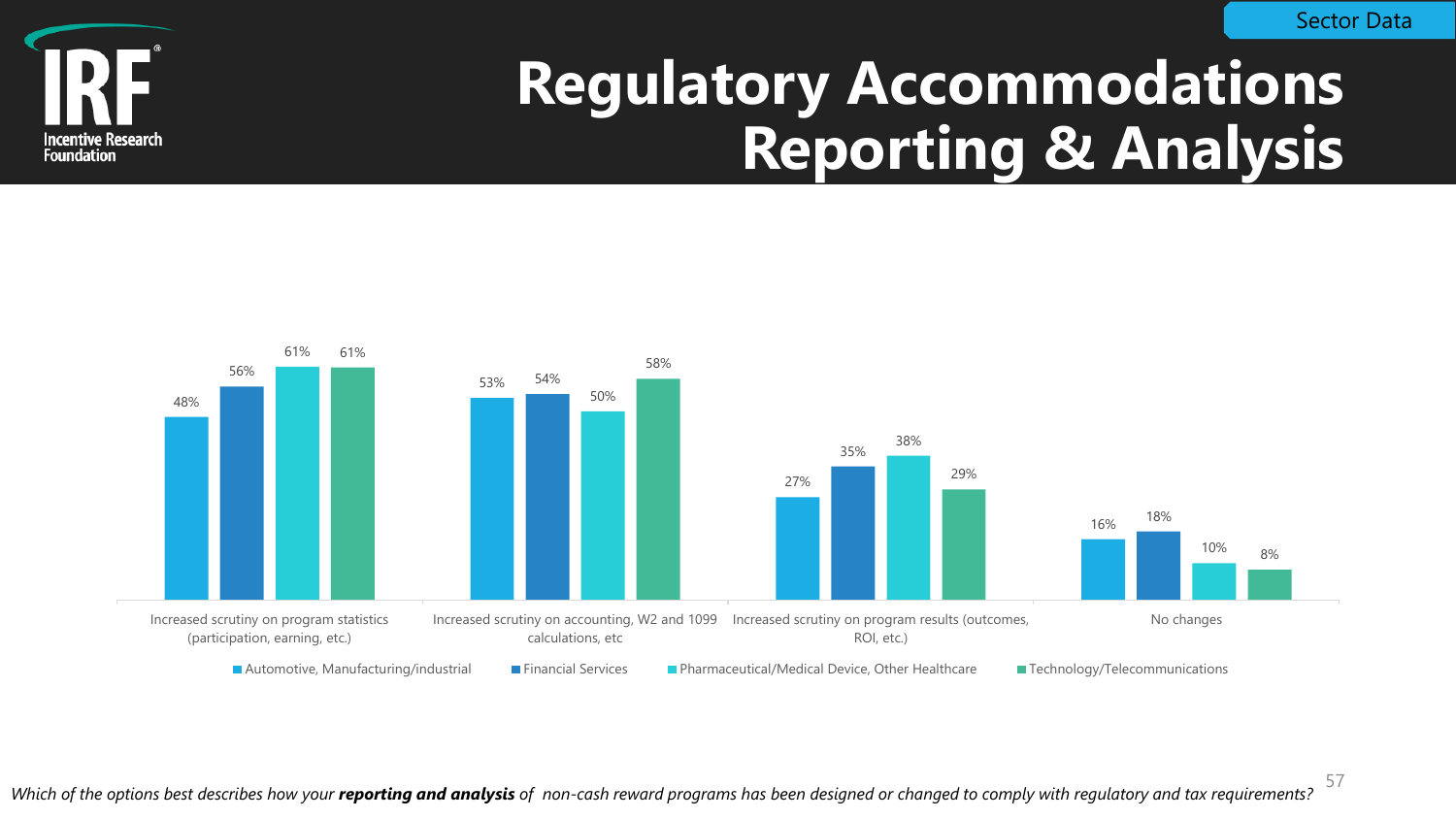Sector Data

# Regulatory Accommodations Reporting & Analysis

| | Automotive, Manufacturing/industrial | Financial Services | Pharmaceutical/Medical Device, Other Healthcare | Technology/Telecommunications |
|---|---|---|---|---|
| Increased scrutiny on program statistics (participation, earning, etc.) | 48% | 56% | 61% | 61% |
| Increased scrutiny on accounting, W2 and 1099 calculations, etc | 53% | 54% | 50% | 58% |
| Increased scrutiny on program results (outcomes, ROI, etc.) | 27% | 35% | 38% | 29% |
| No changes | 16% | 18% | 10% | 8% |

*Which of the options best describes how your **reporting and analysis** of non-cash reward programs has been designed or changed to comply with regulatory and tax requirements?*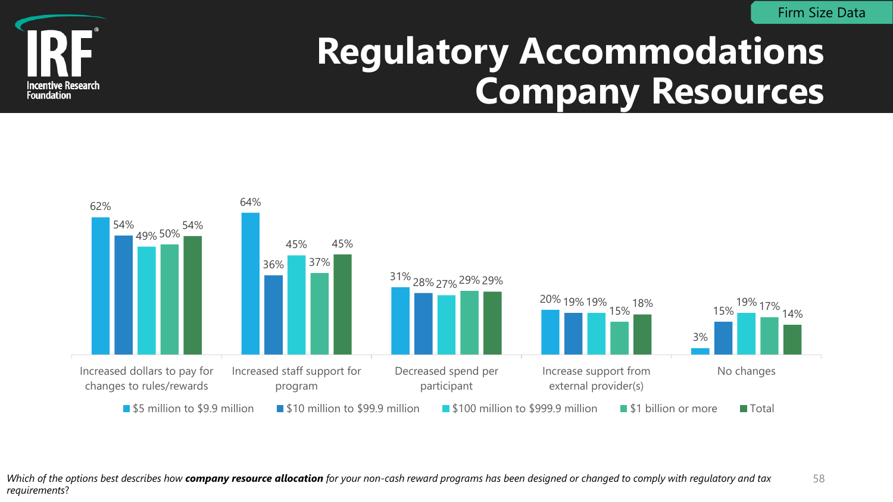Firm Size Data

# Regulatory Accommodations Company Resources

| | $5 million to $9.9 million | $10 million to $99.9 million | $100 million to $999.9 million | $1 billion or more | Total |
|---|---|---|---|---|---|
| Increased dollars to pay for changes to rules/rewards | 62% | 54% | 49% | 50% | 54% |
| Increased staff support for program | 64% | 36% | 45% | 37% | 45% |
| Decreased spend per participant | 31% | 28% | 27% | 29% | 29% |
| Increase support from external provider(s) | 20% | 19% | 19% | 15% | 18% |
| No changes | 3% | 15% | 19% | 17% | 14% |

*Which of the options best describes how **company resource allocation** for your non-cash reward programs has been designed or changed to comply with regulatory and tax requirements?*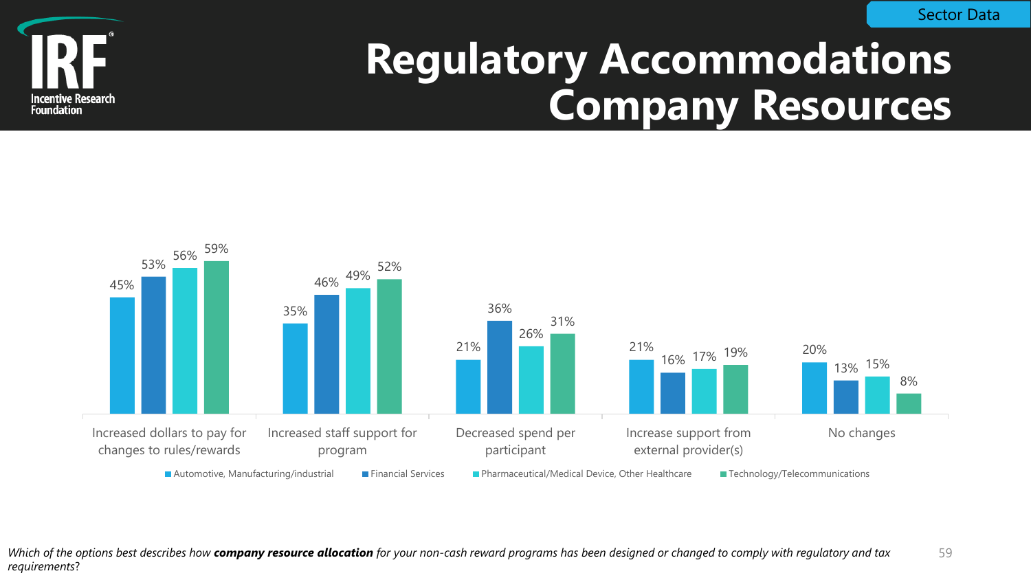Sector Data

# Regulatory Accommodations Company Resources

| | Automotive, Manufacturing/industrial | Financial Services | Pharmaceutical/Medical Device, Other Healthcare | Technology/Telecommunications |
|---|---|---|---|---|
| Increased dollars to pay for changes to rules/rewards | 45% | 53% | 56% | 59% |
| Increased staff support for program | 35% | 46% | 49% | 52% |
| Decreased spend per participant | 21% | 36% | 26% | 31% |
| Increase support from external provider(s) | 21% | 16% | 17% | 19% |
| No changes | 20% | 13% | 15% | 8% |

*Which of the options best describes how* ***company resource allocation*** *for your non-cash reward programs has been designed or changed to comply with regulatory and tax requirements?*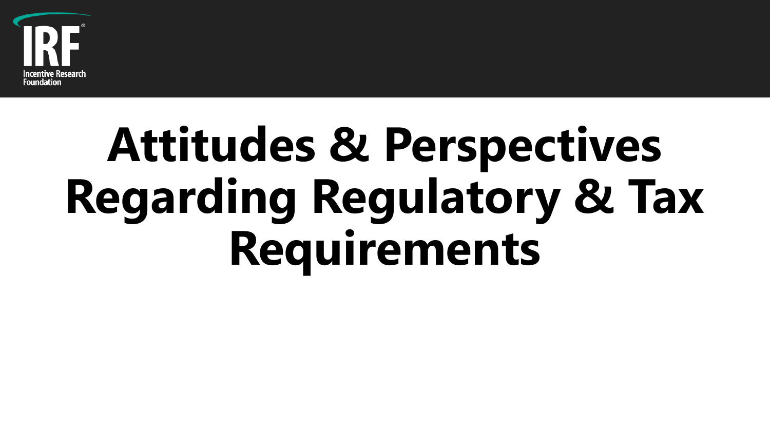# Attitudes & Perspectives Regarding Regulatory & Tax Requirements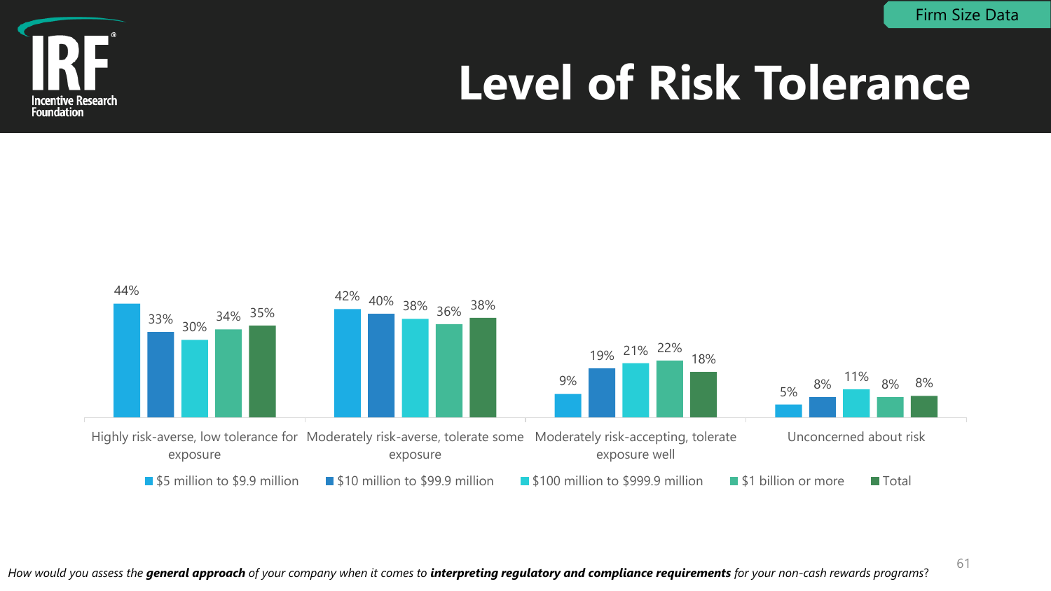Firm Size Data

# Level of Risk Tolerance

| | $5 million to $9.9 million | $10 million to $99.9 million | $100 million to $999.9 million | $1 billion or more | Total |
|---|---|---|---|---|---|
| Highly risk-averse, low tolerance for exposure | 44% | 33% | 30% | 34% | 35% |
| Moderately risk-averse, tolerate some exposure | 42% | 40% | 38% | 36% | 38% |
| Moderately risk-accepting, tolerate exposure well | 9% | 19% | 21% | 22% | 18% |
| Unconcerned about risk | 5% | 8% | 11% | 8% | 8% |

*How would you assess the **general approach** of your company when it comes to **interpreting regulatory and compliance requirements** for your non-cash rewards programs?*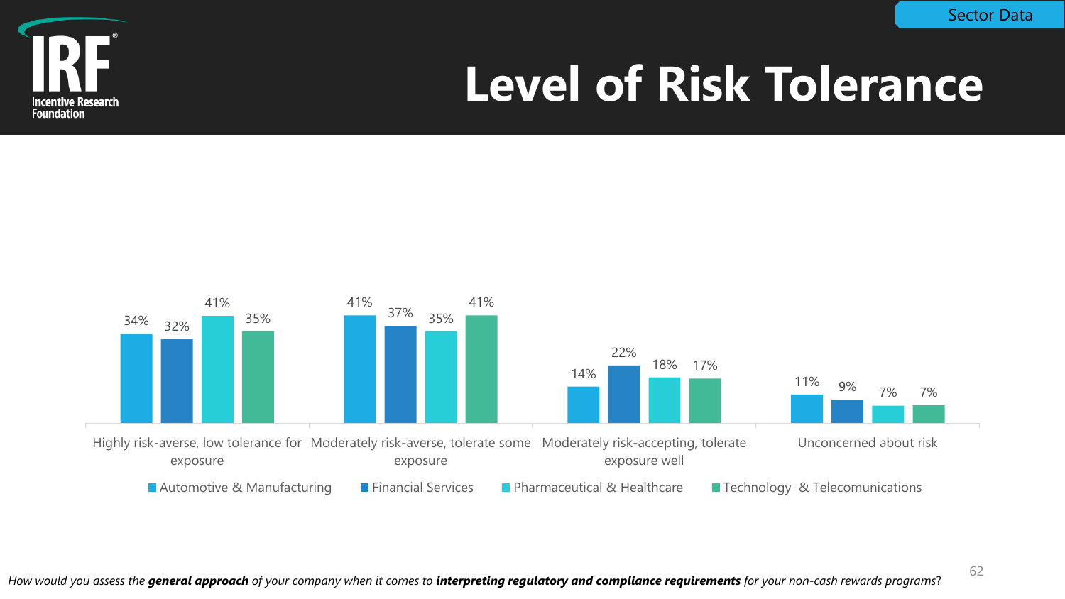Sector Data

# Level of Risk Tolerance

| | Automotive & Manufacturing | Financial Services | Pharmaceutical & Healthcare | Technology & Telecomunications |
|---|---|---|---|---|
| Highly risk-averse, low tolerance for exposure | 34% | 32% | 41% | 35% |
| Moderately risk-averse, tolerate some exposure | 41% | 37% | 35% | 41% |
| Moderately risk-accepting, tolerate exposure well | 14% | 22% | 18% | 17% |
| Unconcerned about risk | 11% | 9% | 7% | 7% |

*How would you assess the **general approach** of your company when it comes to **interpreting regulatory and compliance requirements** for your non-cash rewards programs?*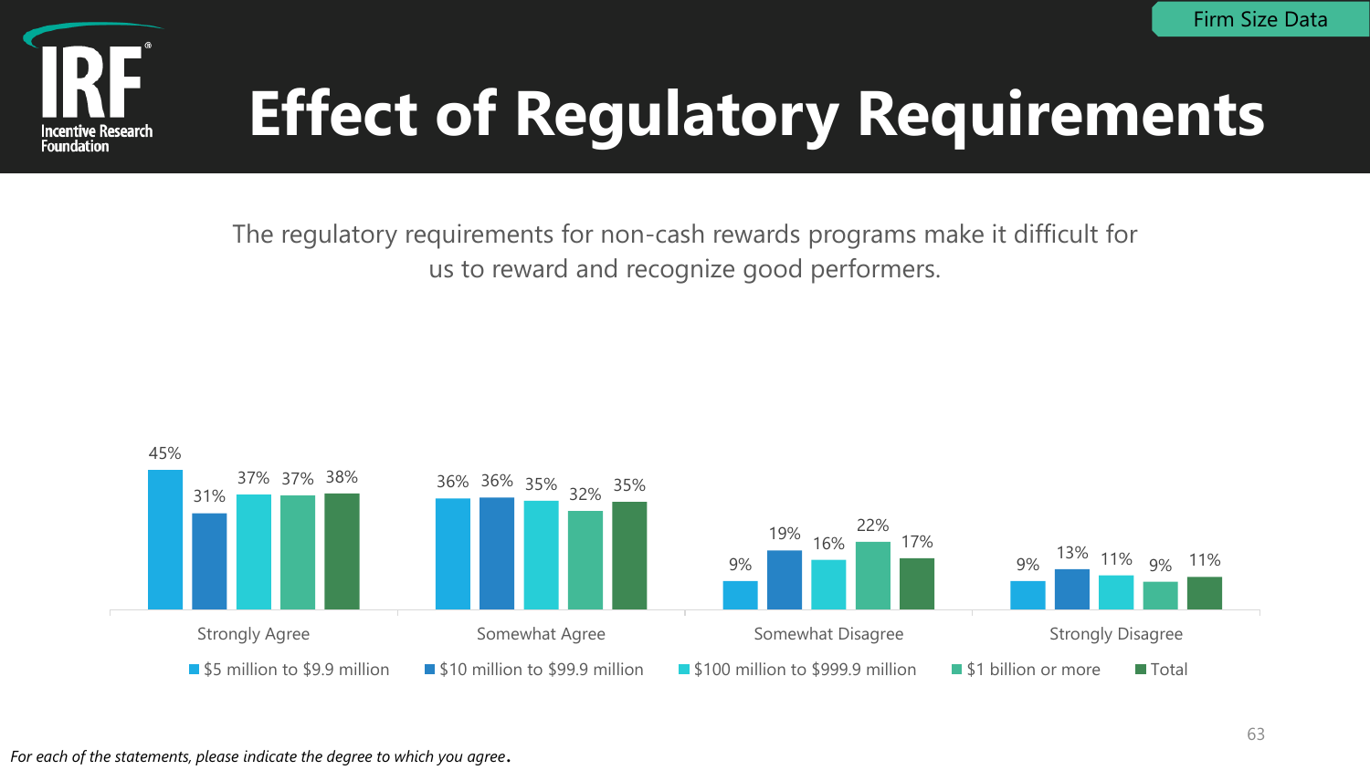Firm Size Data

# Effect of Regulatory Requirements

The regulatory requirements for non-cash rewards programs make it difficult for us to reward and recognize good performers.

| | $5 million to $9.9 million | $10 million to $99.9 million | $100 million to $999.9 million | $1 billion or more | Total |
|---|---|---|---|---|---|
| Strongly Agree | 45% | 31% | 37% | 37% | 38% |
| Somewhat Agree | 36% | 36% | 35% | 32% | 35% |
| Somewhat Disagree | 9% | 19% | 16% | 22% | 17% |
| Strongly Disagree | 9% | 13% | 11% | 9% | 11% |

*For each of the statements, please indicate the degree to which you agree.*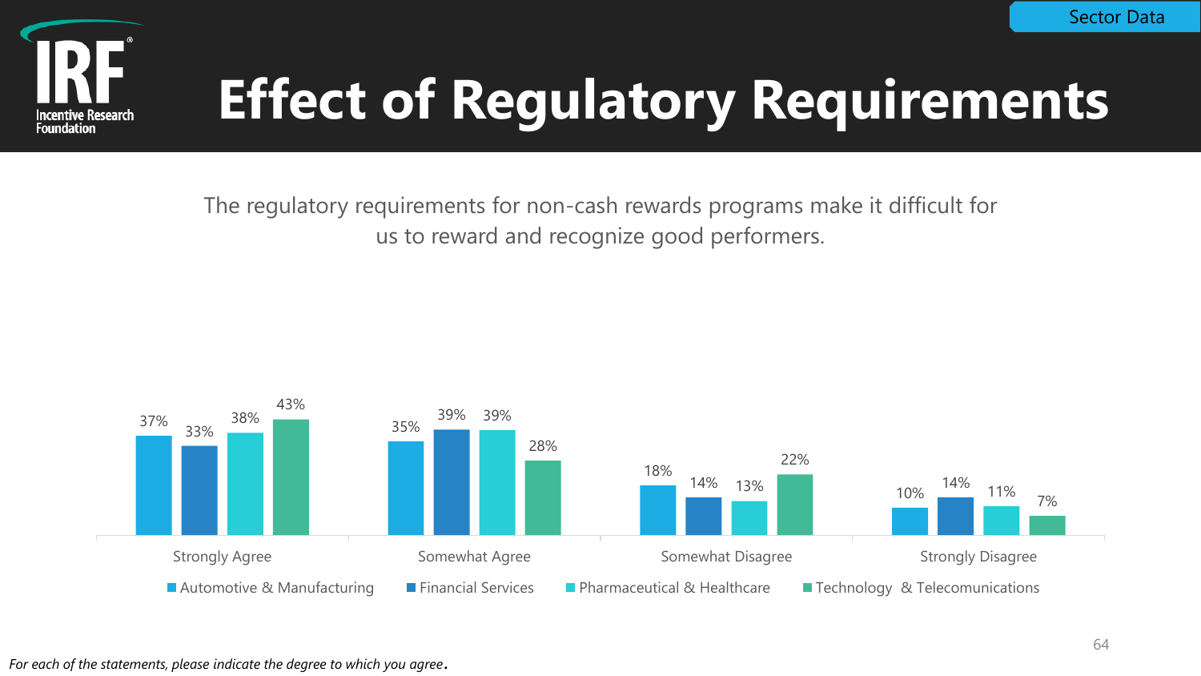# Effect of Regulatory Requirements

Sector Data

The regulatory requirements for non-cash rewards programs make it difficult for us to reward and recognize good performers.

| | Automotive & Manufacturing | Financial Services | Pharmaceutical & Healthcare | Technology & Telecomunications |
|---|---|---|---|---|
| Strongly Agree | 37% | 33% | 38% | 43% |
| Somewhat Agree | 35% | 39% | 39% | 28% |
| Somewhat Disagree | 18% | 14% | 13% | 22% |
| Strongly Disagree | 10% | 14% | 11% | 7% |

*For each of the statements, please indicate the degree to which you agree.*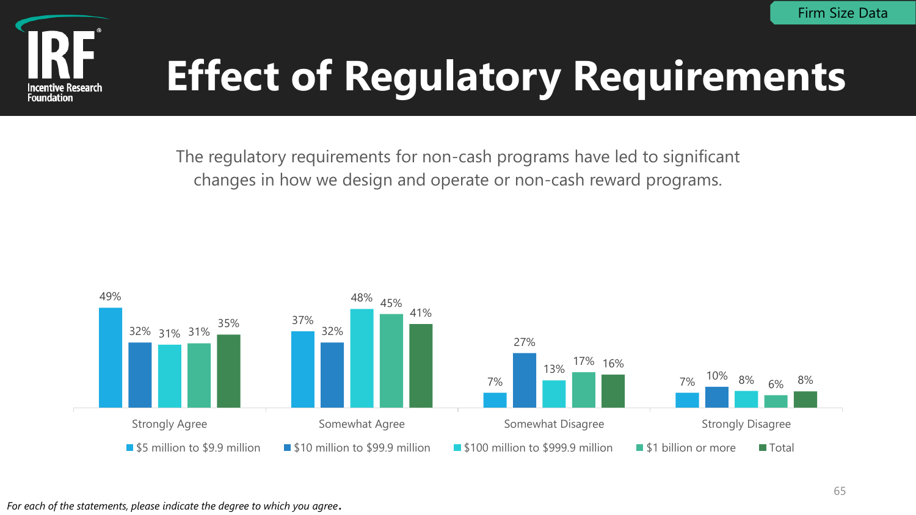Firm Size Data

# Effect of Regulatory Requirements

The regulatory requirements for non-cash programs have led to significant changes in how we design and operate or non-cash reward programs.

| | $5 million to $9.9 million | $10 million to $99.9 million | $100 million to $999.9 million | $1 billion or more | Total |
|---|---|---|---|---|---|
| Strongly Agree | 49% | 32% | 31% | 31% | 35% |
| Somewhat Agree | 37% | 32% | 48% | 45% | 41% |
| Somewhat Disagree | 7% | 27% | 13% | 17% | 16% |
| Strongly Disagree | 7% | 10% | 8% | 6% | 8% |

*For each of the statements, please indicate the degree to which you agree.*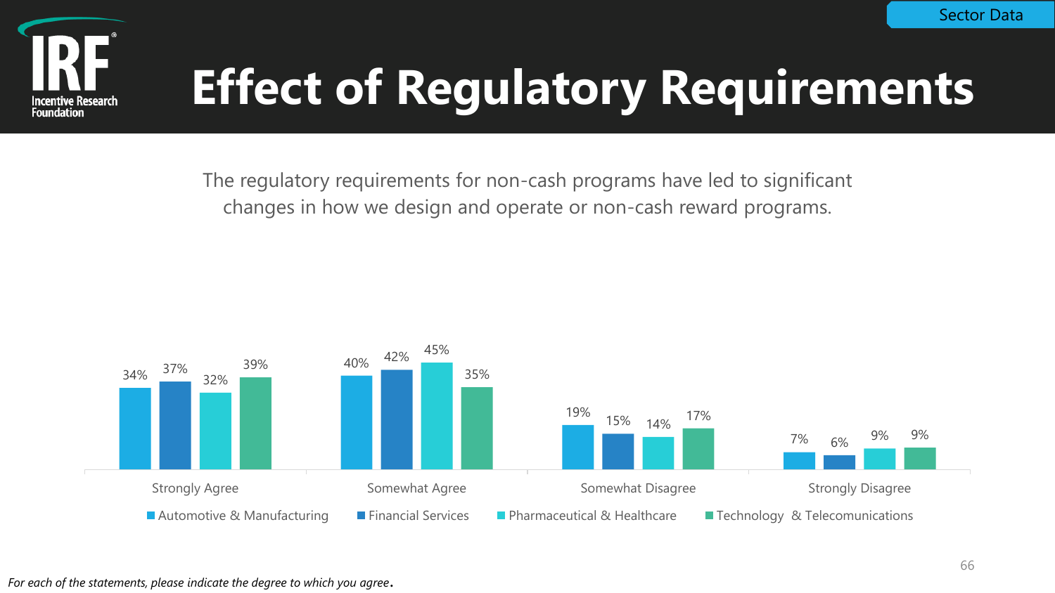Sector Data

# Effect of Regulatory Requirements

The regulatory requirements for non-cash programs have led to significant changes in how we design and operate or non-cash reward programs.

| | Automotive & Manufacturing | Financial Services | Pharmaceutical & Healthcare | Technology & Telecomunications |
|---|---|---|---|---|
| Strongly Agree | 34% | 37% | 32% | 39% |
| Somewhat Agree | 40% | 42% | 45% | 35% |
| Somewhat Disagree | 19% | 15% | 14% | 17% |
| Strongly Disagree | 7% | 6% | 9% | 9% |

*For each of the statements, please indicate the degree to which you agree.*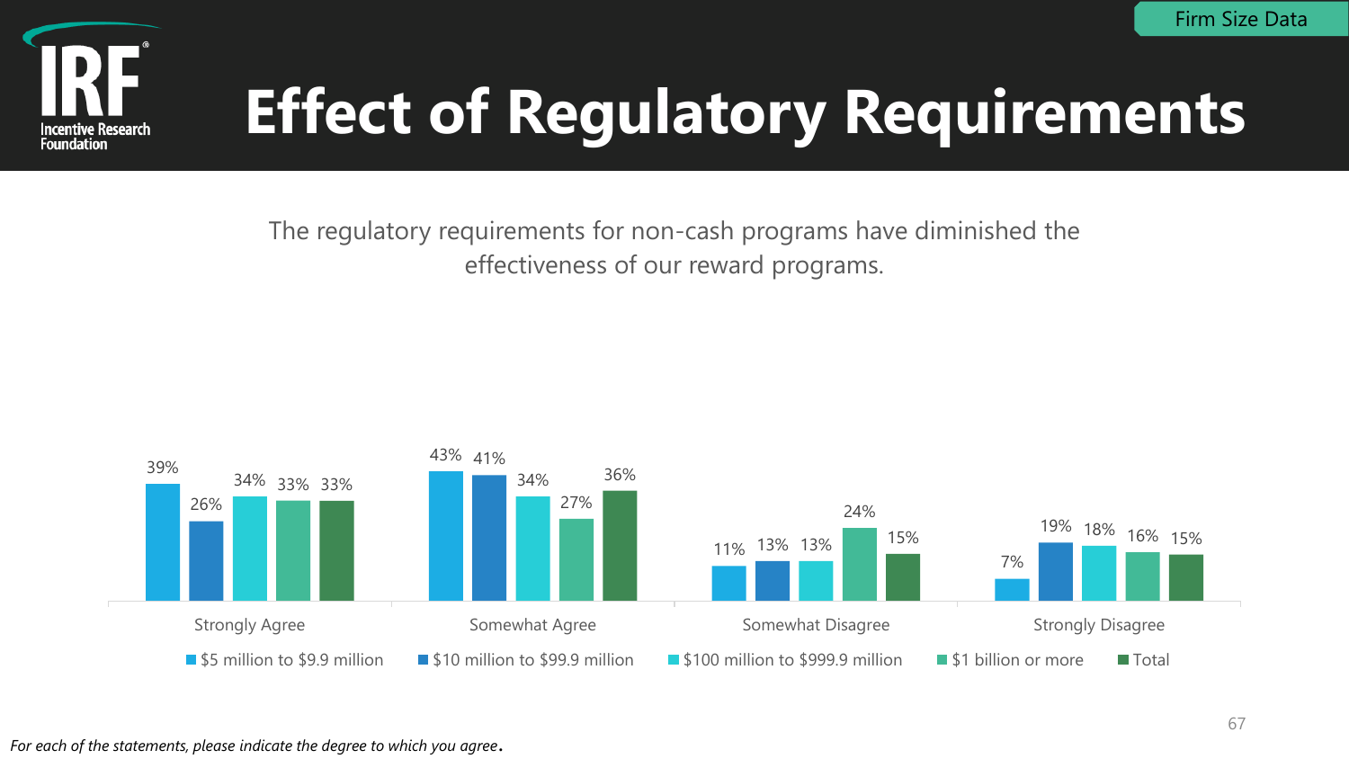Firm Size Data

# Effect of Regulatory Requirements

The regulatory requirements for non-cash programs have diminished the effectiveness of our reward programs.

| | $5 million to $9.9 million | $10 million to $99.9 million | $100 million to $999.9 million | $1 billion or more | Total |
|---|---|---|---|---|---|
| Strongly Agree | 39% | 26% | 34% | 33% | 33% |
| Somewhat Agree | 43% | 41% | 34% | 27% | 36% |
| Somewhat Disagree | 11% | 13% | 13% | 24% | 15% |
| Strongly Disagree | 7% | 19% | 18% | 16% | 15% |

*For each of the statements, please indicate the degree to which you agree.*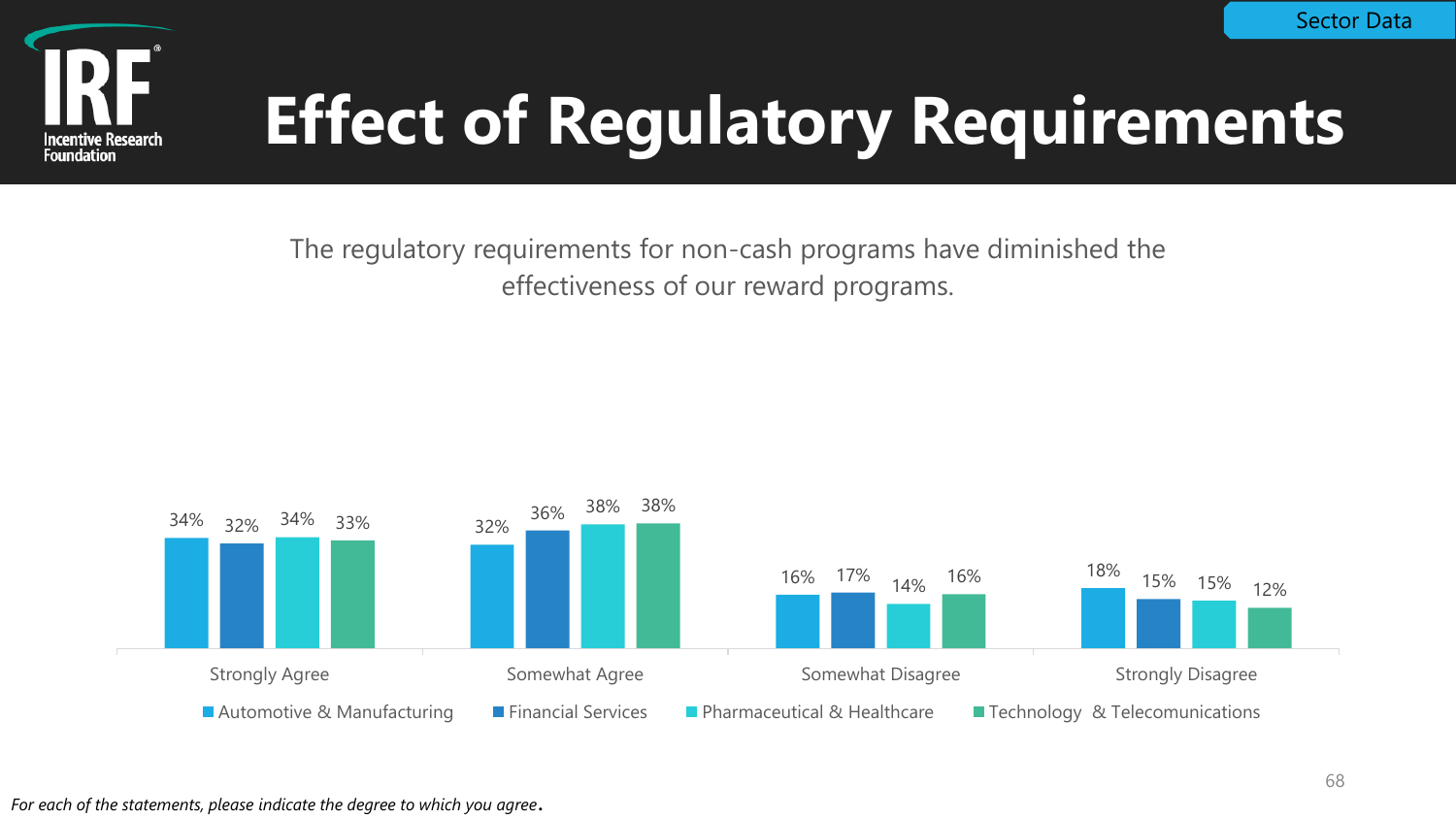Sector Data

# Effect of Regulatory Requirements

The regulatory requirements for non-cash programs have diminished the effectiveness of our reward programs.

| | Automotive & Manufacturing | Financial Services | Pharmaceutical & Healthcare | Technology & Telecomunications |
|---|---|---|---|---|
| Strongly Agree | 34% | 32% | 34% | 33% |
| Somewhat Agree | 32% | 36% | 38% | 38% |
| Somewhat Disagree | 16% | 17% | 14% | 16% |
| Strongly Disagree | 18% | 15% | 15% | 12% |

*For each of the statements, please indicate the degree to which you agree.*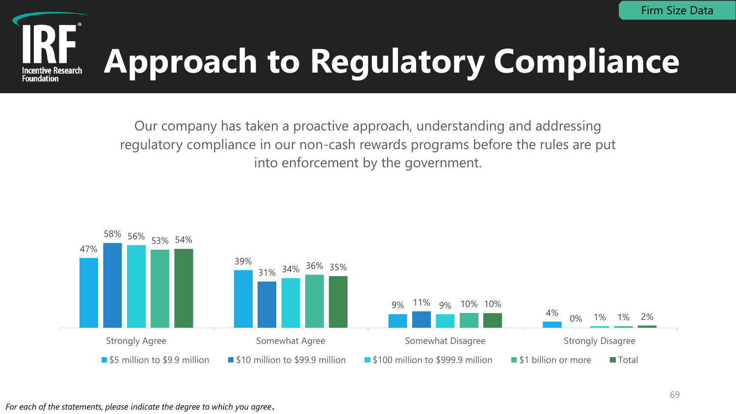Firm Size Data

# Approach to Regulatory Compliance

Our company has taken a proactive approach, understanding and addressing regulatory compliance in our non-cash rewards programs before the rules are put into enforcement by the government.

| | $5 million to $9.9 million | $10 million to $99.9 million | $100 million to $999.9 million | $1 billion or more | Total |
|---|---|---|---|---|---|
| Strongly Agree | 47% | 58% | 56% | 53% | 54% |
| Somewhat Agree | 39% | 31% | 34% | 36% | 35% |
| Somewhat Disagree | 9% | 11% | 9% | 10% | 10% |
| Strongly Disagree | 4% | 0% | 1% | 1% | 2% |

*For each of the statements, please indicate the degree to which you agree.*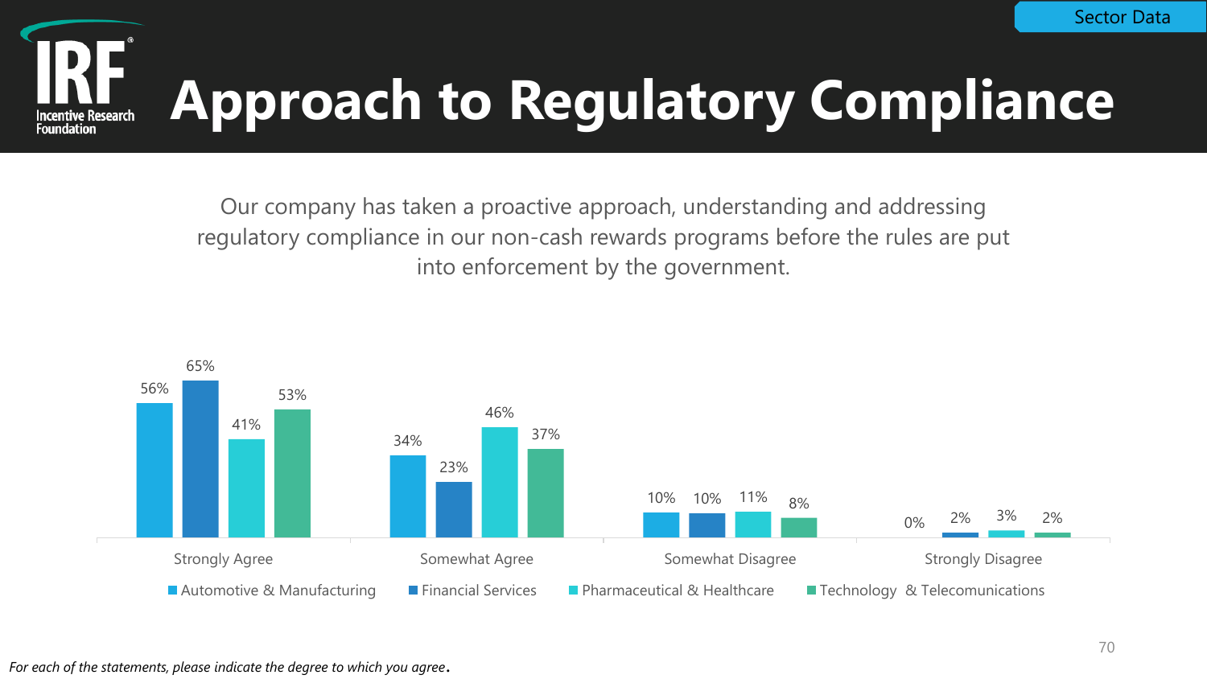Sector Data

# Approach to Regulatory Compliance

Our company has taken a proactive approach, understanding and addressing regulatory compliance in our non-cash rewards programs before the rules are put into enforcement by the government.

56%
65%
41%
53%
34%
23%
46%
37%
10%
10%
11%
8%
0%
2%
3%
2%

Strongly Agree
Somewhat Agree
Somewhat Disagree
Strongly Disagree

Automotive & Manufacturing
Financial Services
Pharmaceutical & Healthcare
Technology & Telecomunications

*For each of the statements, please indicate the degree to which you agree.*